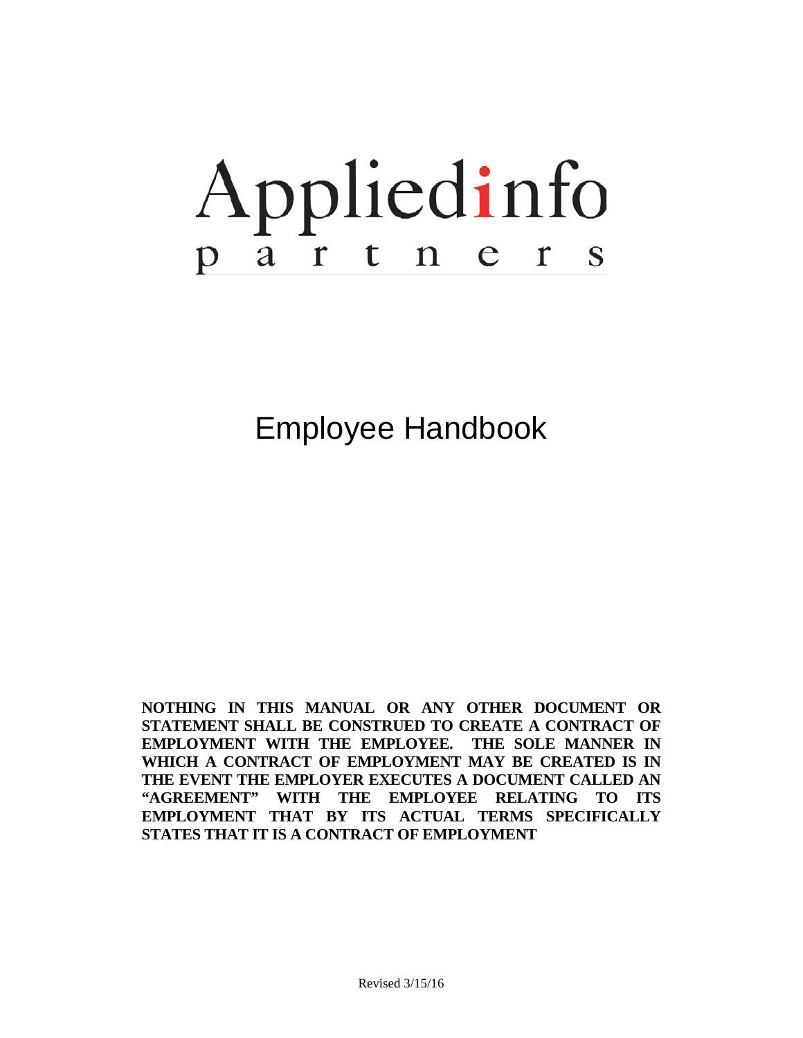# Appliedinfo partners

## Employee Handbook

**NOTHING IN THIS MANUAL OR ANY OTHER DOCUMENT OR STATEMENT SHALL BE CONSTRUED TO CREATE A CONTRACT OF EMPLOYMENT WITH THE EMPLOYEE. THE SOLE MANNER IN WHICH A CONTRACT OF EMPLOYMENT MAY BE CREATED IS IN THE EVENT THE EMPLOYER EXECUTES A DOCUMENT CALLED AN "AGREEMENT" WITH THE EMPLOYEE RELATING TO ITS EMPLOYMENT THAT BY ITS ACTUAL TERMS SPECIFICALLY STATES THAT IT IS A CONTRACT OF EMPLOYMENT**

Revised 3/15/16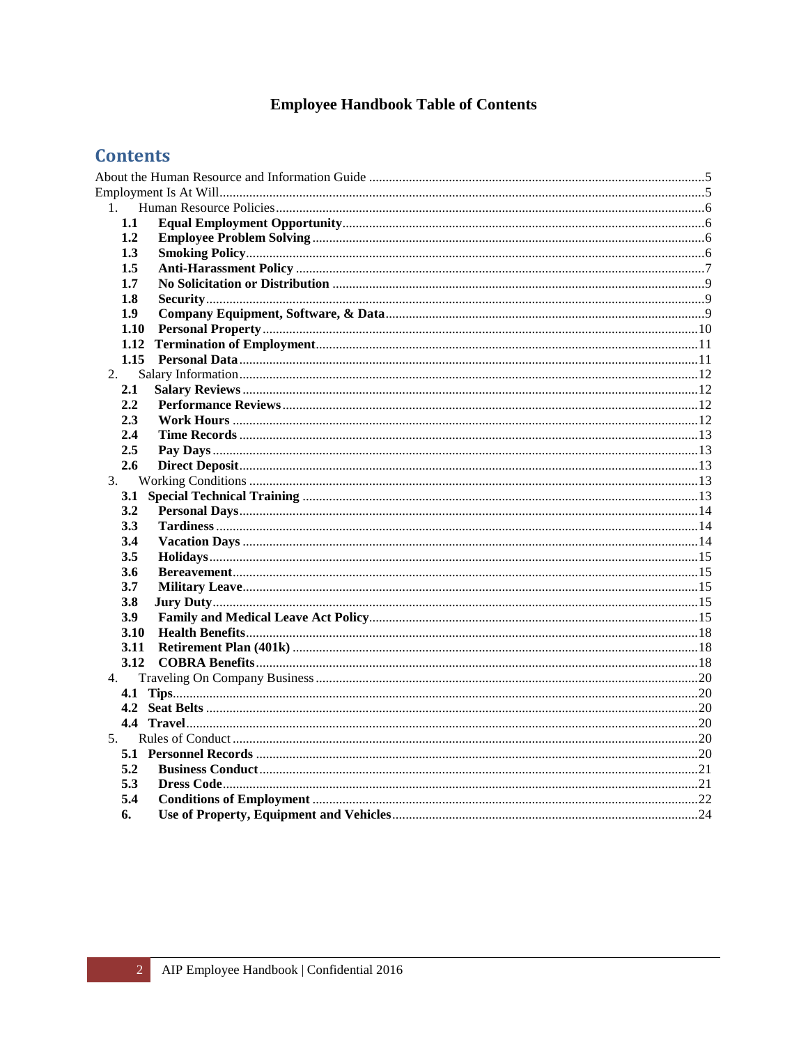# Employee Handbook Table of Contents

## Contents

About the Human Resource and Information Guide .......... 5
Employment Is At Will .......... 5

1. Human Resource Policies .......... 6
   - **1.1 Equal Employment Opportunity** .......... 6
   - **1.2 Employee Problem Solving** .......... 6
   - **1.3 Smoking Policy** .......... 6
   - **1.5 Anti-Harassment Policy** .......... 7
   - **1.7 No Solicitation or Distribution** .......... 9
   - **1.8 Security** .......... 9
   - **1.9 Company Equipment, Software, & Data** .......... 9
   - **1.10 Personal Property** .......... 10
   - **1.12 Termination of Employment** .......... 11
   - **1.15 Personal Data** .......... 11
2. Salary Information .......... 12
   - **2.1 Salary Reviews** .......... 12
   - **2.2 Performance Reviews** .......... 12
   - **2.3 Work Hours** .......... 12
   - **2.4 Time Records** .......... 13
   - **2.5 Pay Days** .......... 13
   - **2.6 Direct Deposit** .......... 13
3. Working Conditions .......... 13
   - **3.1 Special Technical Training** .......... 13
   - **3.2 Personal Days** .......... 14
   - **3.3 Tardiness** .......... 14
   - **3.4 Vacation Days** .......... 14
   - **3.5 Holidays** .......... 15
   - **3.6 Bereavement** .......... 15
   - **3.7 Military Leave** .......... 15
   - **3.8 Jury Duty** .......... 15
   - **3.9 Family and Medical Leave Act Policy** .......... 15
   - **3.10 Health Benefits** .......... 18
   - **3.11 Retirement Plan (401k)** .......... 18
   - **3.12 COBRA Benefits** .......... 18
4. Traveling On Company Business .......... 20
   - **4.1 Tips** .......... 20
   - **4.2 Seat Belts** .......... 20
   - **4.4 Travel** .......... 20
5. Rules of Conduct .......... 20
   - **5.1 Personnel Records** .......... 20
   - **5.2 Business Conduct** .......... 21
   - **5.3 Dress Code** .......... 21
   - **5.4 Conditions of Employment** .......... 22
   - **6. Use of Property, Equipment and Vehicles** .......... 24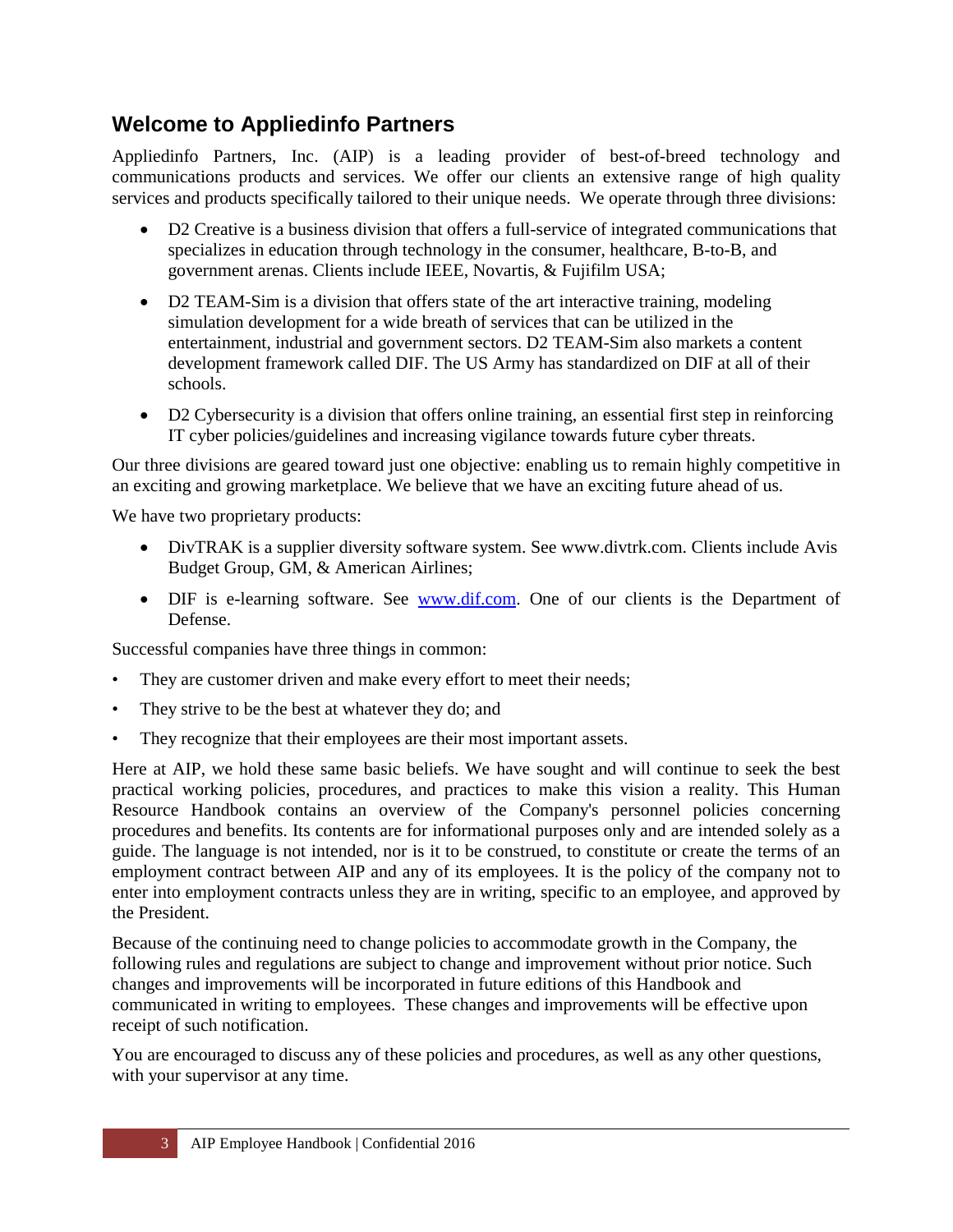## Welcome to Appliedinfo Partners

Appliedinfo Partners, Inc. (AIP) is a leading provider of best-of-breed technology and communications products and services. We offer our clients an extensive range of high quality services and products specifically tailored to their unique needs. We operate through three divisions:

- D2 Creative is a business division that offers a full-service of integrated communications that specializes in education through technology in the consumer, healthcare, B-to-B, and government arenas. Clients include IEEE, Novartis, & Fujifilm USA;
- D2 TEAM-Sim is a division that offers state of the art interactive training, modeling simulation development for a wide breath of services that can be utilized in the entertainment, industrial and government sectors. D2 TEAM-Sim also markets a content development framework called DIF. The US Army has standardized on DIF at all of their schools.
- D2 Cybersecurity is a division that offers online training, an essential first step in reinforcing IT cyber policies/guidelines and increasing vigilance towards future cyber threats.

Our three divisions are geared toward just one objective: enabling us to remain highly competitive in an exciting and growing marketplace. We believe that we have an exciting future ahead of us.

We have two proprietary products:

- DivTRAK is a supplier diversity software system. See www.divtrk.com. Clients include Avis Budget Group, GM, & American Airlines;
- DIF is e-learning software. See [www.dif.com](http://www.dif.com). One of our clients is the Department of Defense.

Successful companies have three things in common:

- They are customer driven and make every effort to meet their needs;
- They strive to be the best at whatever they do; and
- They recognize that their employees are their most important assets.

Here at AIP, we hold these same basic beliefs. We have sought and will continue to seek the best practical working policies, procedures, and practices to make this vision a reality. This Human Resource Handbook contains an overview of the Company's personnel policies concerning procedures and benefits. Its contents are for informational purposes only and are intended solely as a guide. The language is not intended, nor is it to be construed, to constitute or create the terms of an employment contract between AIP and any of its employees. It is the policy of the company not to enter into employment contracts unless they are in writing, specific to an employee, and approved by the President.

Because of the continuing need to change policies to accommodate growth in the Company, the following rules and regulations are subject to change and improvement without prior notice. Such changes and improvements will be incorporated in future editions of this Handbook and communicated in writing to employees. These changes and improvements will be effective upon receipt of such notification.

You are encouraged to discuss any of these policies and procedures, as well as any other questions, with your supervisor at any time.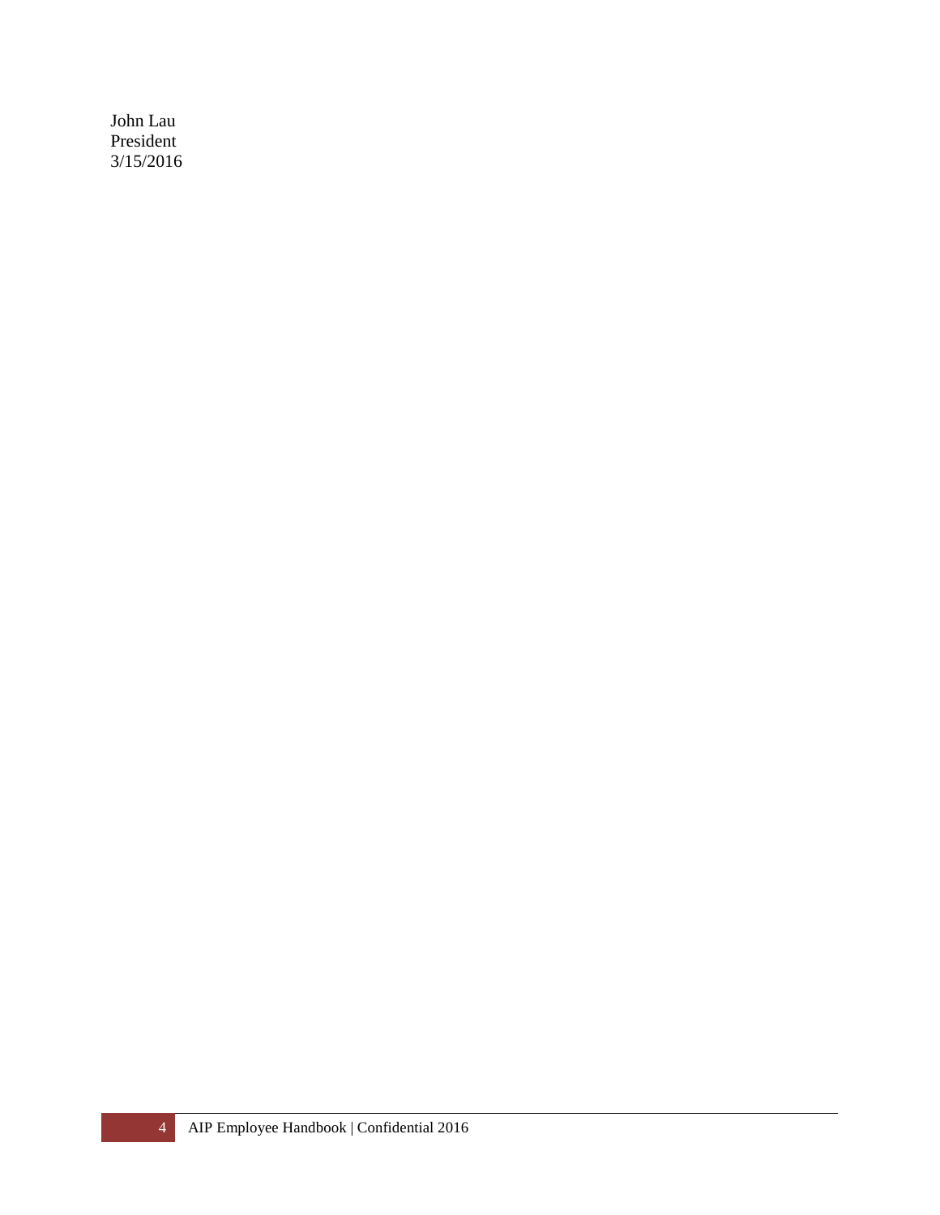John Lau
President
3/15/2016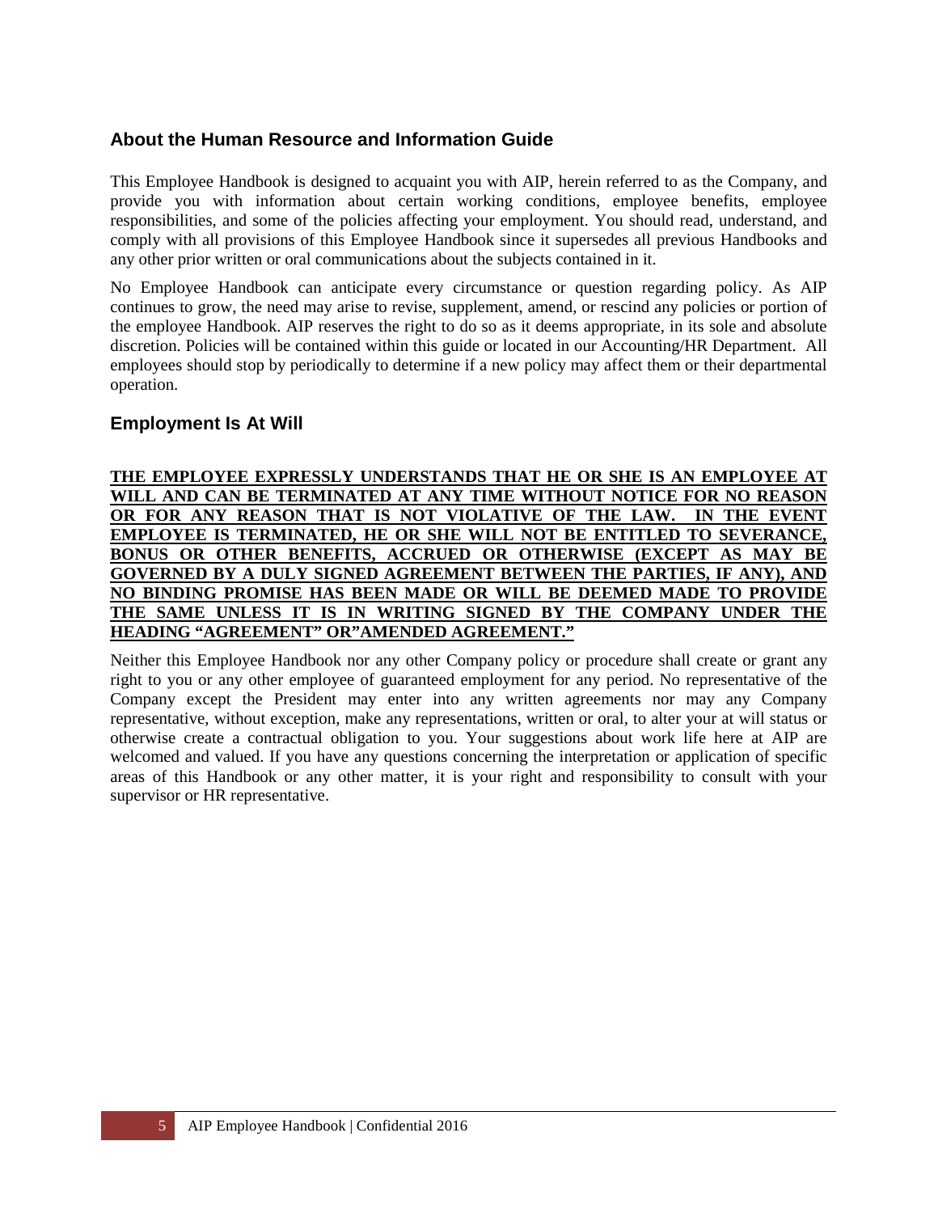## About the Human Resource and Information Guide

This Employee Handbook is designed to acquaint you with AIP, herein referred to as the Company, and provide you with information about certain working conditions, employee benefits, employee responsibilities, and some of the policies affecting your employment. You should read, understand, and comply with all provisions of this Employee Handbook since it supersedes all previous Handbooks and any other prior written or oral communications about the subjects contained in it.

No Employee Handbook can anticipate every circumstance or question regarding policy. As AIP continues to grow, the need may arise to revise, supplement, amend, or rescind any policies or portion of the employee Handbook. AIP reserves the right to do so as it deems appropriate, in its sole and absolute discretion. Policies will be contained within this guide or located in our Accounting/HR Department. All employees should stop by periodically to determine if a new policy may affect them or their departmental operation.

## Employment Is At Will

**THE EMPLOYEE EXPRESSLY UNDERSTANDS THAT HE OR SHE IS AN EMPLOYEE AT WILL AND CAN BE TERMINATED AT ANY TIME WITHOUT NOTICE FOR NO REASON OR FOR ANY REASON THAT IS NOT VIOLATIVE OF THE LAW. IN THE EVENT EMPLOYEE IS TERMINATED, HE OR SHE WILL NOT BE ENTITLED TO SEVERANCE, BONUS OR OTHER BENEFITS, ACCRUED OR OTHERWISE (EXCEPT AS MAY BE GOVERNED BY A DULY SIGNED AGREEMENT BETWEEN THE PARTIES, IF ANY), AND NO BINDING PROMISE HAS BEEN MADE OR WILL BE DEEMED MADE TO PROVIDE THE SAME UNLESS IT IS IN WRITING SIGNED BY THE COMPANY UNDER THE HEADING "AGREEMENT" OR"AMENDED AGREEMENT."**

Neither this Employee Handbook nor any other Company policy or procedure shall create or grant any right to you or any other employee of guaranteed employment for any period. No representative of the Company except the President may enter into any written agreements nor may any Company representative, without exception, make any representations, written or oral, to alter your at will status or otherwise create a contractual obligation to you. Your suggestions about work life here at AIP are welcomed and valued. If you have any questions concerning the interpretation or application of specific areas of this Handbook or any other matter, it is your right and responsibility to consult with your supervisor or HR representative.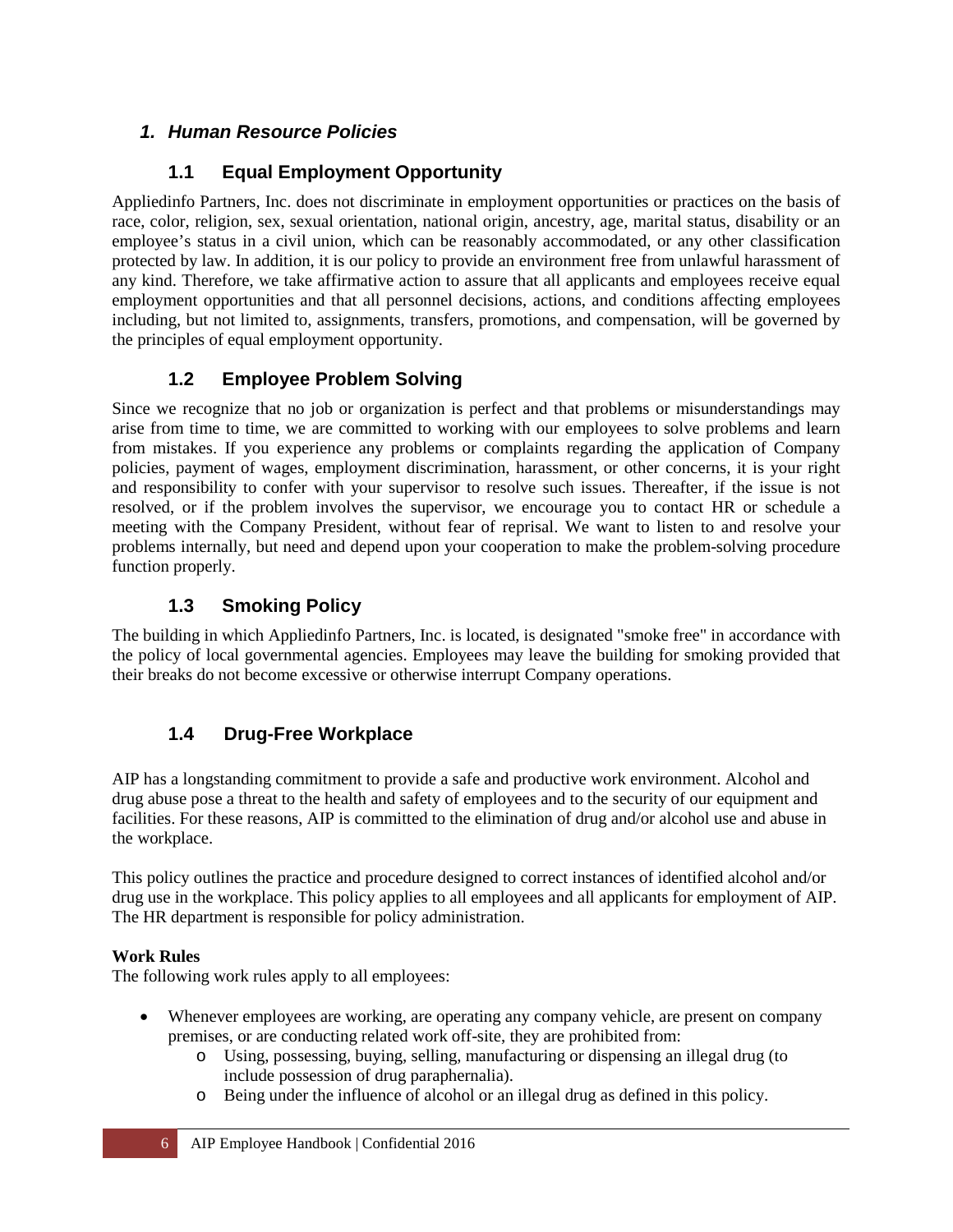## *1. Human Resource Policies*

### 1.1 Equal Employment Opportunity

Appliedinfo Partners, Inc. does not discriminate in employment opportunities or practices on the basis of race, color, religion, sex, sexual orientation, national origin, ancestry, age, marital status, disability or an employee's status in a civil union, which can be reasonably accommodated, or any other classification protected by law. In addition, it is our policy to provide an environment free from unlawful harassment of any kind. Therefore, we take affirmative action to assure that all applicants and employees receive equal employment opportunities and that all personnel decisions, actions, and conditions affecting employees including, but not limited to, assignments, transfers, promotions, and compensation, will be governed by the principles of equal employment opportunity.

### 1.2 Employee Problem Solving

Since we recognize that no job or organization is perfect and that problems or misunderstandings may arise from time to time, we are committed to working with our employees to solve problems and learn from mistakes. If you experience any problems or complaints regarding the application of Company policies, payment of wages, employment discrimination, harassment, or other concerns, it is your right and responsibility to confer with your supervisor to resolve such issues. Thereafter, if the issue is not resolved, or if the problem involves the supervisor, we encourage you to contact HR or schedule a meeting with the Company President, without fear of reprisal. We want to listen to and resolve your problems internally, but need and depend upon your cooperation to make the problem-solving procedure function properly.

### 1.3 Smoking Policy

The building in which Appliedinfo Partners, Inc. is located, is designated "smoke free" in accordance with the policy of local governmental agencies. Employees may leave the building for smoking provided that their breaks do not become excessive or otherwise interrupt Company operations.

### 1.4 Drug-Free Workplace

AIP has a longstanding commitment to provide a safe and productive work environment. Alcohol and drug abuse pose a threat to the health and safety of employees and to the security of our equipment and facilities. For these reasons, AIP is committed to the elimination of drug and/or alcohol use and abuse in the workplace.

This policy outlines the practice and procedure designed to correct instances of identified alcohol and/or drug use in the workplace. This policy applies to all employees and all applicants for employment of AIP. The HR department is responsible for policy administration.

**Work Rules**
The following work rules apply to all employees:

- Whenever employees are working, are operating any company vehicle, are present on company premises, or are conducting related work off-site, they are prohibited from:
  - Using, possessing, buying, selling, manufacturing or dispensing an illegal drug (to include possession of drug paraphernalia).
  - Being under the influence of alcohol or an illegal drug as defined in this policy.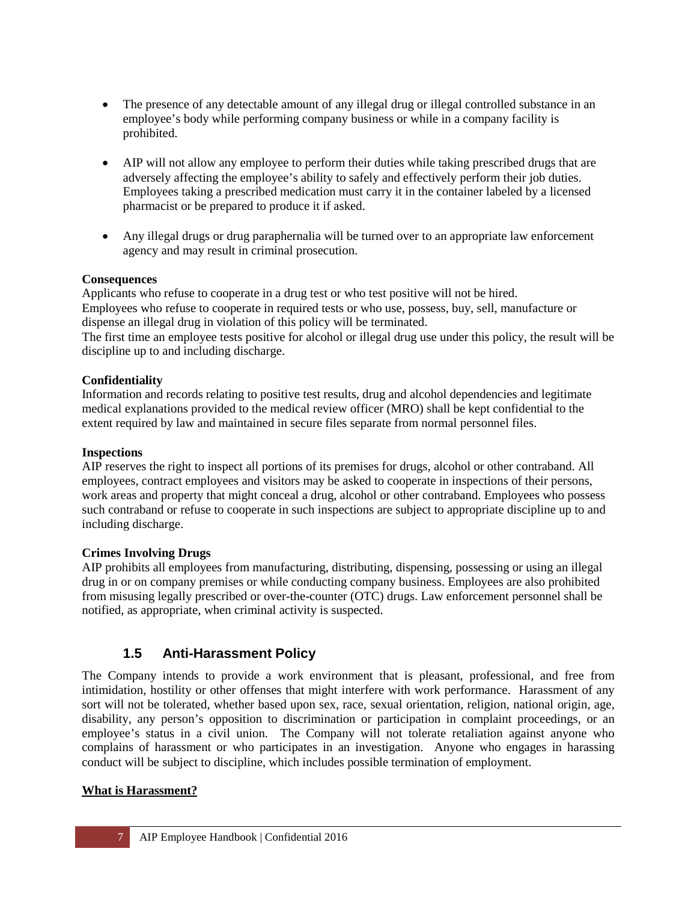- The presence of any detectable amount of any illegal drug or illegal controlled substance in an employee's body while performing company business or while in a company facility is prohibited.

- AIP will not allow any employee to perform their duties while taking prescribed drugs that are adversely affecting the employee's ability to safely and effectively perform their job duties. Employees taking a prescribed medication must carry it in the container labeled by a licensed pharmacist or be prepared to produce it if asked.

- Any illegal drugs or drug paraphernalia will be turned over to an appropriate law enforcement agency and may result in criminal prosecution.

**Consequences**

Applicants who refuse to cooperate in a drug test or who test positive will not be hired.
Employees who refuse to cooperate in required tests or who use, possess, buy, sell, manufacture or dispense an illegal drug in violation of this policy will be terminated.
The first time an employee tests positive for alcohol or illegal drug use under this policy, the result will be discipline up to and including discharge.

**Confidentiality**

Information and records relating to positive test results, drug and alcohol dependencies and legitimate medical explanations provided to the medical review officer (MRO) shall be kept confidential to the extent required by law and maintained in secure files separate from normal personnel files.

**Inspections**

AIP reserves the right to inspect all portions of its premises for drugs, alcohol or other contraband. All employees, contract employees and visitors may be asked to cooperate in inspections of their persons, work areas and property that might conceal a drug, alcohol or other contraband. Employees who possess such contraband or refuse to cooperate in such inspections are subject to appropriate discipline up to and including discharge.

**Crimes Involving Drugs**

AIP prohibits all employees from manufacturing, distributing, dispensing, possessing or using an illegal drug in or on company premises or while conducting company business. Employees are also prohibited from misusing legally prescribed or over-the-counter (OTC) drugs. Law enforcement personnel shall be notified, as appropriate, when criminal activity is suspected.

## 1.5 Anti-Harassment Policy

The Company intends to provide a work environment that is pleasant, professional, and free from intimidation, hostility or other offenses that might interfere with work performance. Harassment of any sort will not be tolerated, whether based upon sex, race, sexual orientation, religion, national origin, age, disability, any person's opposition to discrimination or participation in complaint proceedings, or an employee's status in a civil union. The Company will not tolerate retaliation against anyone who complains of harassment or who participates in an investigation. Anyone who engages in harassing conduct will be subject to discipline, which includes possible termination of employment.

**<u>What is Harassment?</u>**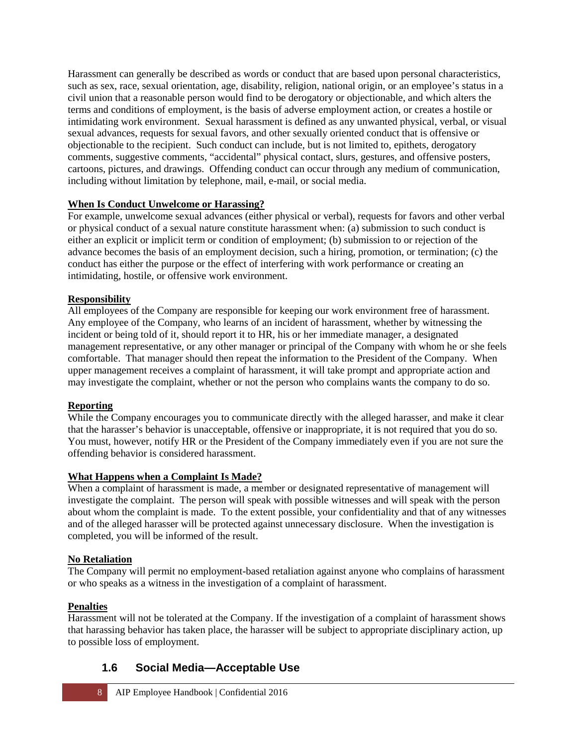Harassment can generally be described as words or conduct that are based upon personal characteristics, such as sex, race, sexual orientation, age, disability, religion, national origin, or an employee's status in a civil union that a reasonable person would find to be derogatory or objectionable, and which alters the terms and conditions of employment, is the basis of adverse employment action, or creates a hostile or intimidating work environment. Sexual harassment is defined as any unwanted physical, verbal, or visual sexual advances, requests for sexual favors, and other sexually oriented conduct that is offensive or objectionable to the recipient. Such conduct can include, but is not limited to, epithets, derogatory comments, suggestive comments, "accidental" physical contact, slurs, gestures, and offensive posters, cartoons, pictures, and drawings. Offending conduct can occur through any medium of communication, including without limitation by telephone, mail, e-mail, or social media.

**When Is Conduct Unwelcome or Harassing?**

For example, unwelcome sexual advances (either physical or verbal), requests for favors and other verbal or physical conduct of a sexual nature constitute harassment when: (a) submission to such conduct is either an explicit or implicit term or condition of employment; (b) submission to or rejection of the advance becomes the basis of an employment decision, such a hiring, promotion, or termination; (c) the conduct has either the purpose or the effect of interfering with work performance or creating an intimidating, hostile, or offensive work environment.

**Responsibility**

All employees of the Company are responsible for keeping our work environment free of harassment. Any employee of the Company, who learns of an incident of harassment, whether by witnessing the incident or being told of it, should report it to HR, his or her immediate manager, a designated management representative, or any other manager or principal of the Company with whom he or she feels comfortable. That manager should then repeat the information to the President of the Company. When upper management receives a complaint of harassment, it will take prompt and appropriate action and may investigate the complaint, whether or not the person who complains wants the company to do so.

**Reporting**

While the Company encourages you to communicate directly with the alleged harasser, and make it clear that the harasser's behavior is unacceptable, offensive or inappropriate, it is not required that you do so. You must, however, notify HR or the President of the Company immediately even if you are not sure the offending behavior is considered harassment.

**What Happens when a Complaint Is Made?**

When a complaint of harassment is made, a member or designated representative of management will investigate the complaint. The person will speak with possible witnesses and will speak with the person about whom the complaint is made. To the extent possible, your confidentiality and that of any witnesses and of the alleged harasser will be protected against unnecessary disclosure. When the investigation is completed, you will be informed of the result.

**No Retaliation**

The Company will permit no employment-based retaliation against anyone who complains of harassment or who speaks as a witness in the investigation of a complaint of harassment.

**Penalties**

Harassment will not be tolerated at the Company. If the investigation of a complaint of harassment shows that harassing behavior has taken place, the harasser will be subject to appropriate disciplinary action, up to possible loss of employment.

## 1.6 Social Media—Acceptable Use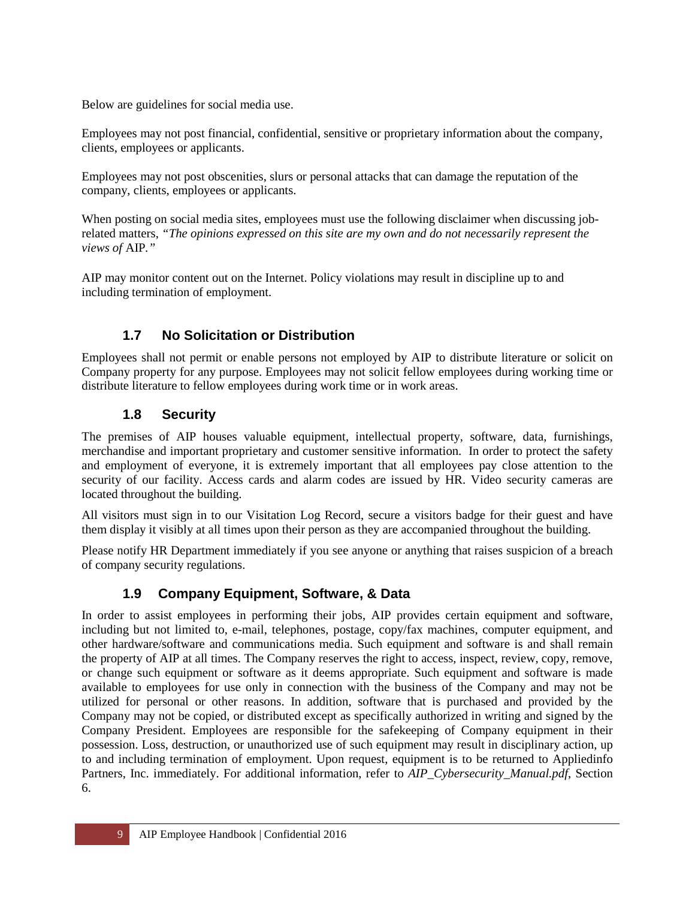Below are guidelines for social media use.

Employees may not post financial, confidential, sensitive or proprietary information about the company, clients, employees or applicants.

Employees may not post obscenities, slurs or personal attacks that can damage the reputation of the company, clients, employees or applicants.

When posting on social media sites, employees must use the following disclaimer when discussing job-related matters, *"The opinions expressed on this site are my own and do not necessarily represent the views of* AIP*."*

AIP may monitor content out on the Internet. Policy violations may result in discipline up to and including termination of employment.

### 1.7 No Solicitation or Distribution

Employees shall not permit or enable persons not employed by AIP to distribute literature or solicit on Company property for any purpose. Employees may not solicit fellow employees during working time or distribute literature to fellow employees during work time or in work areas.

### 1.8 Security

The premises of AIP houses valuable equipment, intellectual property, software, data, furnishings, merchandise and important proprietary and customer sensitive information. In order to protect the safety and employment of everyone, it is extremely important that all employees pay close attention to the security of our facility. Access cards and alarm codes are issued by HR. Video security cameras are located throughout the building.

All visitors must sign in to our Visitation Log Record, secure a visitors badge for their guest and have them display it visibly at all times upon their person as they are accompanied throughout the building.

Please notify HR Department immediately if you see anyone or anything that raises suspicion of a breach of company security regulations.

### 1.9 Company Equipment, Software, & Data

In order to assist employees in performing their jobs, AIP provides certain equipment and software, including but not limited to, e-mail, telephones, postage, copy/fax machines, computer equipment, and other hardware/software and communications media. Such equipment and software is and shall remain the property of AIP at all times. The Company reserves the right to access, inspect, review, copy, remove, or change such equipment or software as it deems appropriate. Such equipment and software is made available to employees for use only in connection with the business of the Company and may not be utilized for personal or other reasons. In addition, software that is purchased and provided by the Company may not be copied, or distributed except as specifically authorized in writing and signed by the Company President. Employees are responsible for the safekeeping of Company equipment in their possession. Loss, destruction, or unauthorized use of such equipment may result in disciplinary action, up to and including termination of employment. Upon request, equipment is to be returned to Appliedinfo Partners, Inc. immediately. For additional information, refer to *AIP_Cybersecurity_Manual.pdf*, Section 6.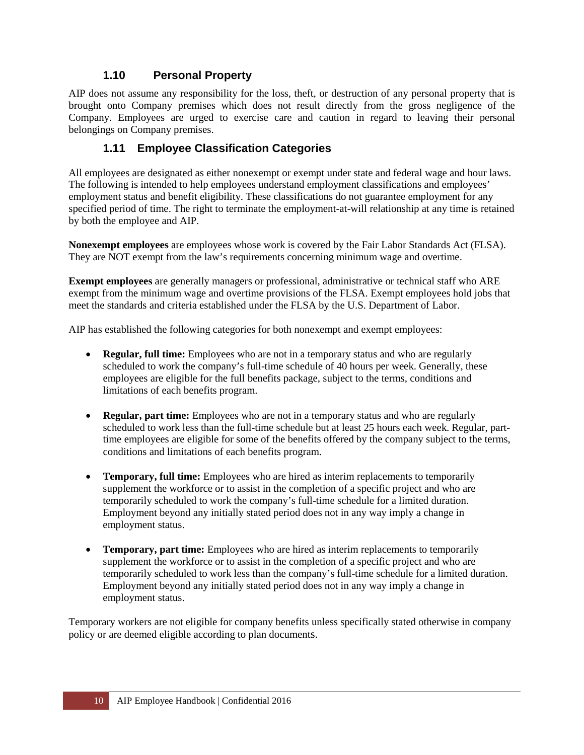### 1.10 Personal Property

AIP does not assume any responsibility for the loss, theft, or destruction of any personal property that is brought onto Company premises which does not result directly from the gross negligence of the Company. Employees are urged to exercise care and caution in regard to leaving their personal belongings on Company premises.

### 1.11 Employee Classification Categories

All employees are designated as either nonexempt or exempt under state and federal wage and hour laws. The following is intended to help employees understand employment classifications and employees' employment status and benefit eligibility. These classifications do not guarantee employment for any specified period of time. The right to terminate the employment-at-will relationship at any time is retained by both the employee and AIP.

**Nonexempt employees** are employees whose work is covered by the Fair Labor Standards Act (FLSA). They are NOT exempt from the law's requirements concerning minimum wage and overtime.

**Exempt employees** are generally managers or professional, administrative or technical staff who ARE exempt from the minimum wage and overtime provisions of the FLSA. Exempt employees hold jobs that meet the standards and criteria established under the FLSA by the U.S. Department of Labor.

AIP has established the following categories for both nonexempt and exempt employees:

- **Regular, full time:** Employees who are not in a temporary status and who are regularly scheduled to work the company's full-time schedule of 40 hours per week. Generally, these employees are eligible for the full benefits package, subject to the terms, conditions and limitations of each benefits program.

- **Regular, part time:** Employees who are not in a temporary status and who are regularly scheduled to work less than the full-time schedule but at least 25 hours each week. Regular, part-time employees are eligible for some of the benefits offered by the company subject to the terms, conditions and limitations of each benefits program.

- **Temporary, full time:** Employees who are hired as interim replacements to temporarily supplement the workforce or to assist in the completion of a specific project and who are temporarily scheduled to work the company's full-time schedule for a limited duration. Employment beyond any initially stated period does not in any way imply a change in employment status.

- **Temporary, part time:** Employees who are hired as interim replacements to temporarily supplement the workforce or to assist in the completion of a specific project and who are temporarily scheduled to work less than the company's full-time schedule for a limited duration. Employment beyond any initially stated period does not in any way imply a change in employment status.

Temporary workers are not eligible for company benefits unless specifically stated otherwise in company policy or are deemed eligible according to plan documents.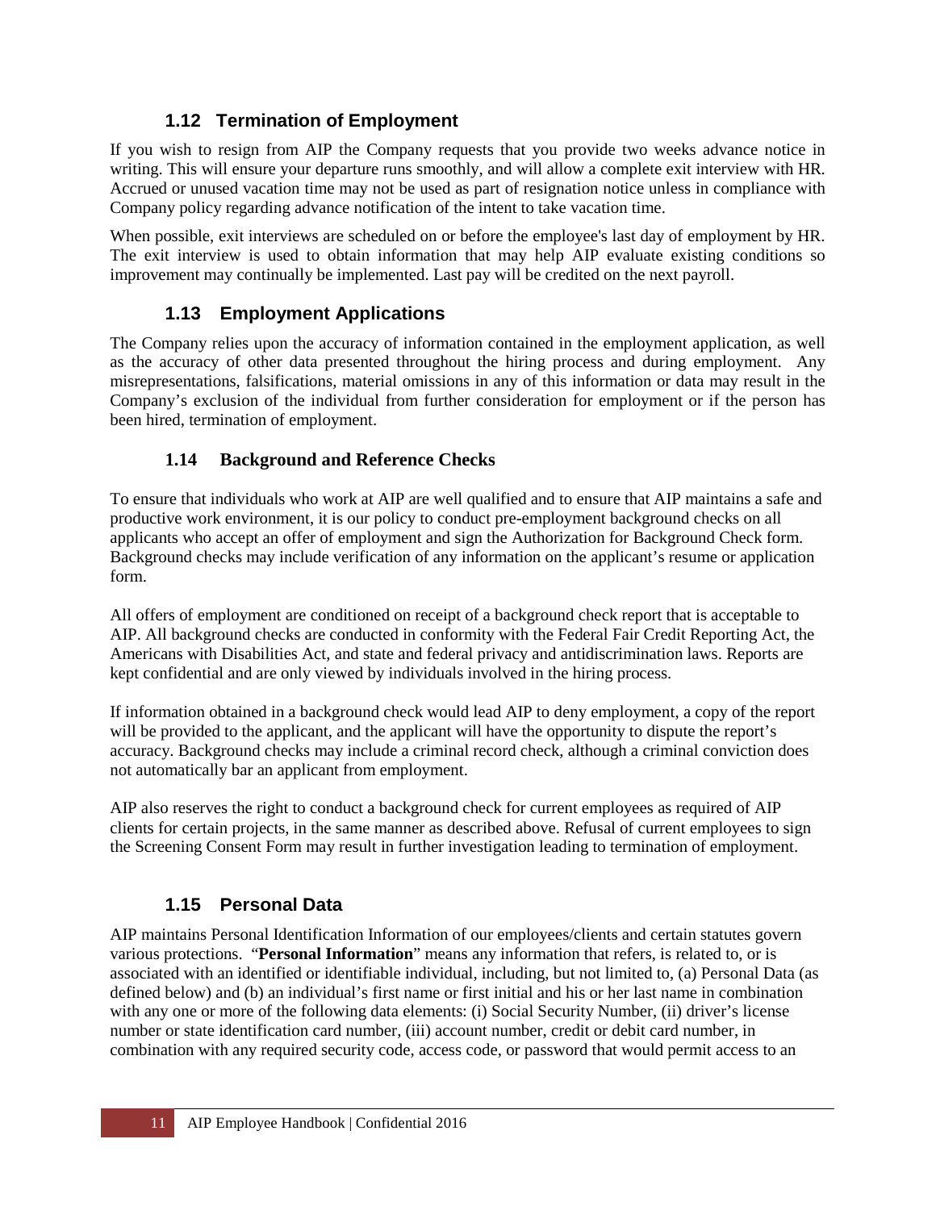### 1.12 Termination of Employment

If you wish to resign from AIP the Company requests that you provide two weeks advance notice in writing. This will ensure your departure runs smoothly, and will allow a complete exit interview with HR. Accrued or unused vacation time may not be used as part of resignation notice unless in compliance with Company policy regarding advance notification of the intent to take vacation time.

When possible, exit interviews are scheduled on or before the employee's last day of employment by HR. The exit interview is used to obtain information that may help AIP evaluate existing conditions so improvement may continually be implemented. Last pay will be credited on the next payroll.

### 1.13 Employment Applications

The Company relies upon the accuracy of information contained in the employment application, as well as the accuracy of other data presented throughout the hiring process and during employment. Any misrepresentations, falsifications, material omissions in any of this information or data may result in the Company's exclusion of the individual from further consideration for employment or if the person has been hired, termination of employment.

### 1.14 Background and Reference Checks

To ensure that individuals who work at AIP are well qualified and to ensure that AIP maintains a safe and productive work environment, it is our policy to conduct pre-employment background checks on all applicants who accept an offer of employment and sign the Authorization for Background Check form. Background checks may include verification of any information on the applicant's resume or application form.

All offers of employment are conditioned on receipt of a background check report that is acceptable to AIP. All background checks are conducted in conformity with the Federal Fair Credit Reporting Act, the Americans with Disabilities Act, and state and federal privacy and antidiscrimination laws. Reports are kept confidential and are only viewed by individuals involved in the hiring process.

If information obtained in a background check would lead AIP to deny employment, a copy of the report will be provided to the applicant, and the applicant will have the opportunity to dispute the report's accuracy. Background checks may include a criminal record check, although a criminal conviction does not automatically bar an applicant from employment.

AIP also reserves the right to conduct a background check for current employees as required of AIP clients for certain projects, in the same manner as described above. Refusal of current employees to sign the Screening Consent Form may result in further investigation leading to termination of employment.

### 1.15 Personal Data

AIP maintains Personal Identification Information of our employees/clients and certain statutes govern various protections. "**Personal Information**" means any information that refers, is related to, or is associated with an identified or identifiable individual, including, but not limited to, (a) Personal Data (as defined below) and (b) an individual's first name or first initial and his or her last name in combination with any one or more of the following data elements: (i) Social Security Number, (ii) driver's license number or state identification card number, (iii) account number, credit or debit card number, in combination with any required security code, access code, or password that would permit access to an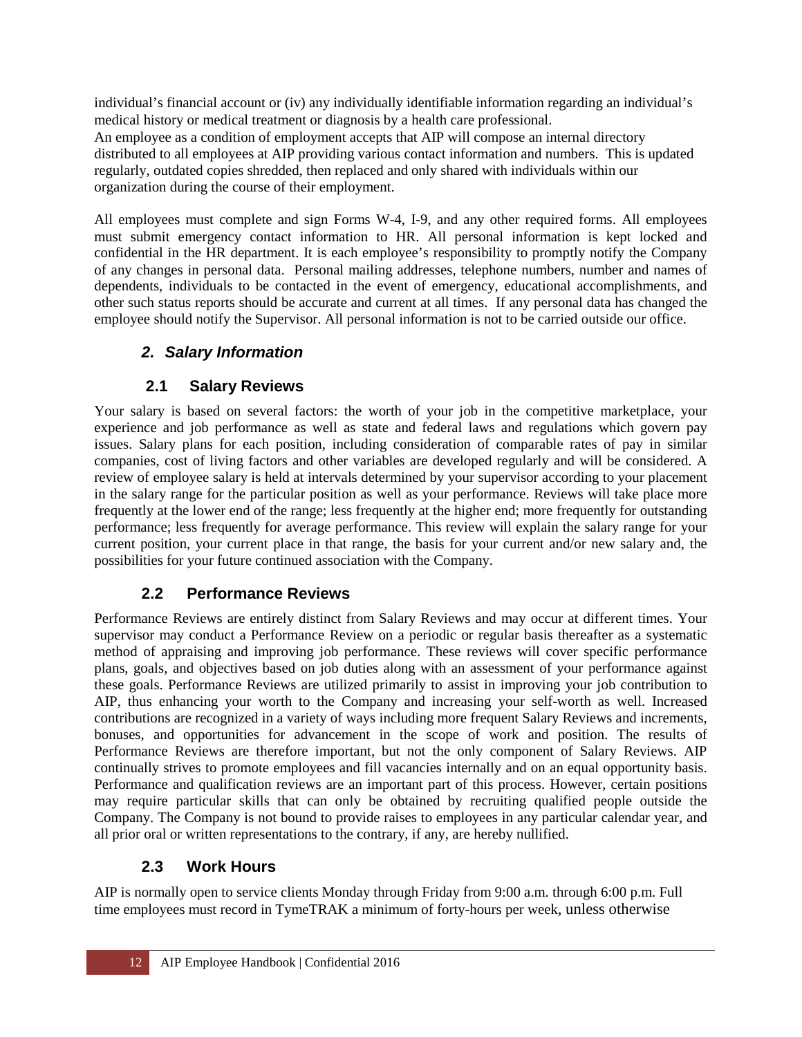individual's financial account or (iv) any individually identifiable information regarding an individual's medical history or medical treatment or diagnosis by a health care professional.

An employee as a condition of employment accepts that AIP will compose an internal directory distributed to all employees at AIP providing various contact information and numbers. This is updated regularly, outdated copies shredded, then replaced and only shared with individuals within our organization during the course of their employment.

All employees must complete and sign Forms W-4, I-9, and any other required forms. All employees must submit emergency contact information to HR. All personal information is kept locked and confidential in the HR department. It is each employee's responsibility to promptly notify the Company of any changes in personal data. Personal mailing addresses, telephone numbers, number and names of dependents, individuals to be contacted in the event of emergency, educational accomplishments, and other such status reports should be accurate and current at all times. If any personal data has changed the employee should notify the Supervisor. All personal information is not to be carried outside our office.

## *2. Salary Information*

### 2.1 Salary Reviews

Your salary is based on several factors: the worth of your job in the competitive marketplace, your experience and job performance as well as state and federal laws and regulations which govern pay issues. Salary plans for each position, including consideration of comparable rates of pay in similar companies, cost of living factors and other variables are developed regularly and will be considered. A review of employee salary is held at intervals determined by your supervisor according to your placement in the salary range for the particular position as well as your performance. Reviews will take place more frequently at the lower end of the range; less frequently at the higher end; more frequently for outstanding performance; less frequently for average performance. This review will explain the salary range for your current position, your current place in that range, the basis for your current and/or new salary and, the possibilities for your future continued association with the Company.

### 2.2 Performance Reviews

Performance Reviews are entirely distinct from Salary Reviews and may occur at different times. Your supervisor may conduct a Performance Review on a periodic or regular basis thereafter as a systematic method of appraising and improving job performance. These reviews will cover specific performance plans, goals, and objectives based on job duties along with an assessment of your performance against these goals. Performance Reviews are utilized primarily to assist in improving your job contribution to AIP, thus enhancing your worth to the Company and increasing your self-worth as well. Increased contributions are recognized in a variety of ways including more frequent Salary Reviews and increments, bonuses, and opportunities for advancement in the scope of work and position. The results of Performance Reviews are therefore important, but not the only component of Salary Reviews. AIP continually strives to promote employees and fill vacancies internally and on an equal opportunity basis. Performance and qualification reviews are an important part of this process. However, certain positions may require particular skills that can only be obtained by recruiting qualified people outside the Company. The Company is not bound to provide raises to employees in any particular calendar year, and all prior oral or written representations to the contrary, if any, are hereby nullified.

### 2.3 Work Hours

AIP is normally open to service clients Monday through Friday from 9:00 a.m. through 6:00 p.m. Full time employees must record in TymeTRAK a minimum of forty-hours per week, unless otherwise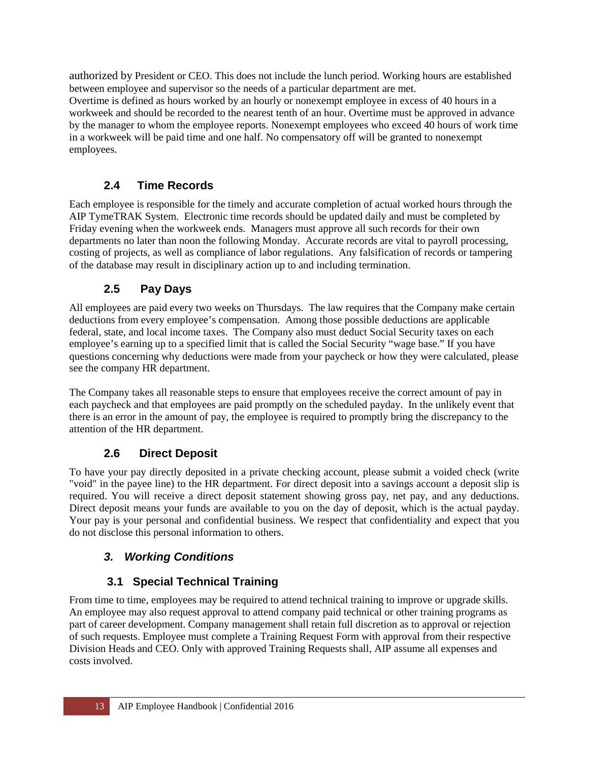authorized by President or CEO. This does not include the lunch period. Working hours are established between employee and supervisor so the needs of a particular department are met.
Overtime is defined as hours worked by an hourly or nonexempt employee in excess of 40 hours in a workweek and should be recorded to the nearest tenth of an hour. Overtime must be approved in advance by the manager to whom the employee reports. Nonexempt employees who exceed 40 hours of work time in a workweek will be paid time and one half. No compensatory off will be granted to nonexempt employees.

### 2.4 Time Records

Each employee is responsible for the timely and accurate completion of actual worked hours through the AIP TymeTRAK System. Electronic time records should be updated daily and must be completed by Friday evening when the workweek ends. Managers must approve all such records for their own departments no later than noon the following Monday. Accurate records are vital to payroll processing, costing of projects, as well as compliance of labor regulations. Any falsification of records or tampering of the database may result in disciplinary action up to and including termination.

### 2.5 Pay Days

All employees are paid every two weeks on Thursdays. The law requires that the Company make certain deductions from every employee's compensation. Among those possible deductions are applicable federal, state, and local income taxes. The Company also must deduct Social Security taxes on each employee's earning up to a specified limit that is called the Social Security "wage base." If you have questions concerning why deductions were made from your paycheck or how they were calculated, please see the company HR department.

The Company takes all reasonable steps to ensure that employees receive the correct amount of pay in each paycheck and that employees are paid promptly on the scheduled payday. In the unlikely event that there is an error in the amount of pay, the employee is required to promptly bring the discrepancy to the attention of the HR department.

### 2.6 Direct Deposit

To have your pay directly deposited in a private checking account, please submit a voided check (write "void" in the payee line) to the HR department. For direct deposit into a savings account a deposit slip is required. You will receive a direct deposit statement showing gross pay, net pay, and any deductions. Direct deposit means your funds are available to you on the day of deposit, which is the actual payday. Your pay is your personal and confidential business. We respect that confidentiality and expect that you do not disclose this personal information to others.

## *3. Working Conditions*

### 3.1 Special Technical Training

From time to time, employees may be required to attend technical training to improve or upgrade skills. An employee may also request approval to attend company paid technical or other training programs as part of career development. Company management shall retain full discretion as to approval or rejection of such requests. Employee must complete a Training Request Form with approval from their respective Division Heads and CEO. Only with approved Training Requests shall, AIP assume all expenses and costs involved.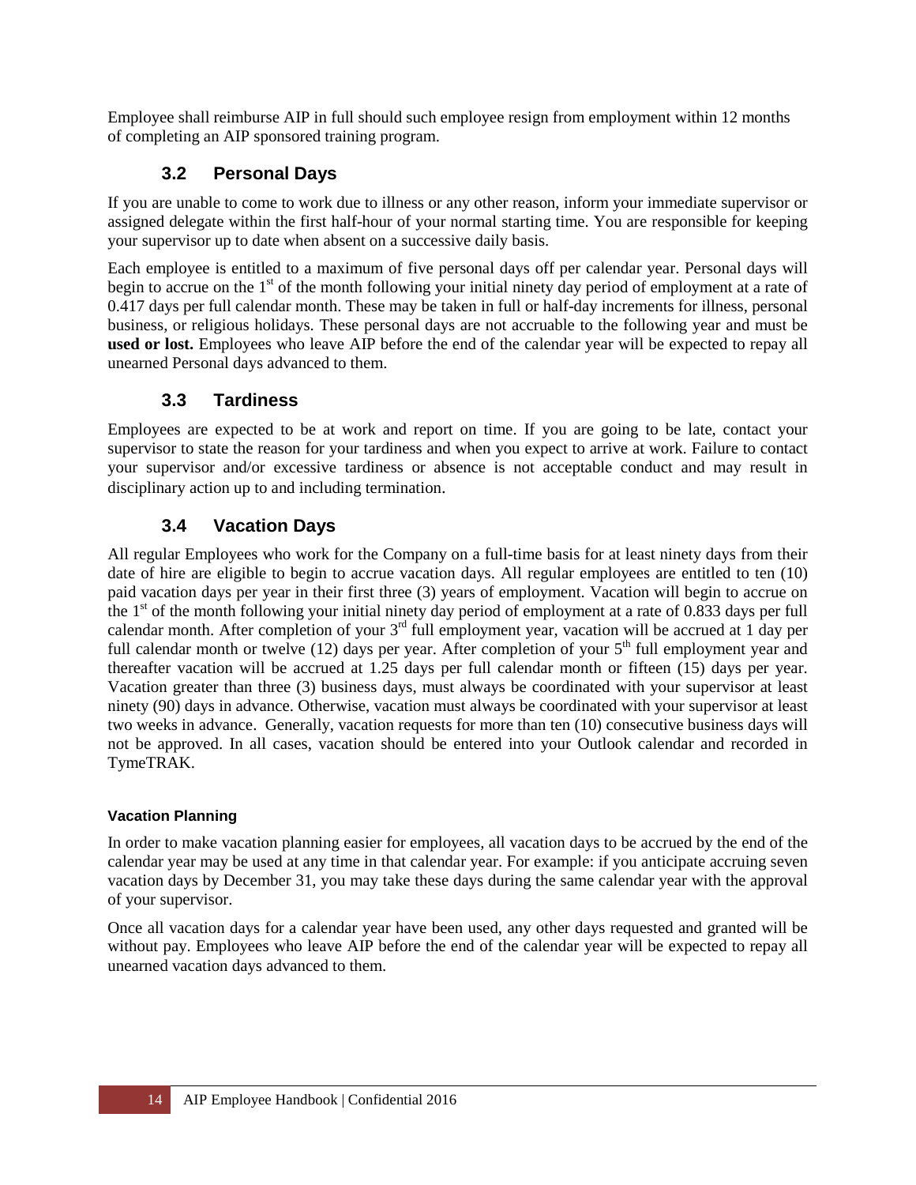Employee shall reimburse AIP in full should such employee resign from employment within 12 months of completing an AIP sponsored training program.

## 3.2 Personal Days

If you are unable to come to work due to illness or any other reason, inform your immediate supervisor or assigned delegate within the first half-hour of your normal starting time. You are responsible for keeping your supervisor up to date when absent on a successive daily basis.

Each employee is entitled to a maximum of five personal days off per calendar year. Personal days will begin to accrue on the 1st of the month following your initial ninety day period of employment at a rate of 0.417 days per full calendar month. These may be taken in full or half-day increments for illness, personal business, or religious holidays. These personal days are not accruable to the following year and must be **used or lost.** Employees who leave AIP before the end of the calendar year will be expected to repay all unearned Personal days advanced to them.

## 3.3 Tardiness

Employees are expected to be at work and report on time. If you are going to be late, contact your supervisor to state the reason for your tardiness and when you expect to arrive at work. Failure to contact your supervisor and/or excessive tardiness or absence is not acceptable conduct and may result in disciplinary action up to and including termination.

## 3.4 Vacation Days

All regular Employees who work for the Company on a full-time basis for at least ninety days from their date of hire are eligible to begin to accrue vacation days. All regular employees are entitled to ten (10) paid vacation days per year in their first three (3) years of employment. Vacation will begin to accrue on the 1st of the month following your initial ninety day period of employment at a rate of 0.833 days per full calendar month. After completion of your 3rd full employment year, vacation will be accrued at 1 day per full calendar month or twelve (12) days per year. After completion of your 5th full employment year and thereafter vacation will be accrued at 1.25 days per full calendar month or fifteen (15) days per year. Vacation greater than three (3) business days, must always be coordinated with your supervisor at least ninety (90) days in advance. Otherwise, vacation must always be coordinated with your supervisor at least two weeks in advance. Generally, vacation requests for more than ten (10) consecutive business days will not be approved. In all cases, vacation should be entered into your Outlook calendar and recorded in TymeTRAK.

#### Vacation Planning

In order to make vacation planning easier for employees, all vacation days to be accrued by the end of the calendar year may be used at any time in that calendar year. For example: if you anticipate accruing seven vacation days by December 31, you may take these days during the same calendar year with the approval of your supervisor.

Once all vacation days for a calendar year have been used, any other days requested and granted will be without pay. Employees who leave AIP before the end of the calendar year will be expected to repay all unearned vacation days advanced to them.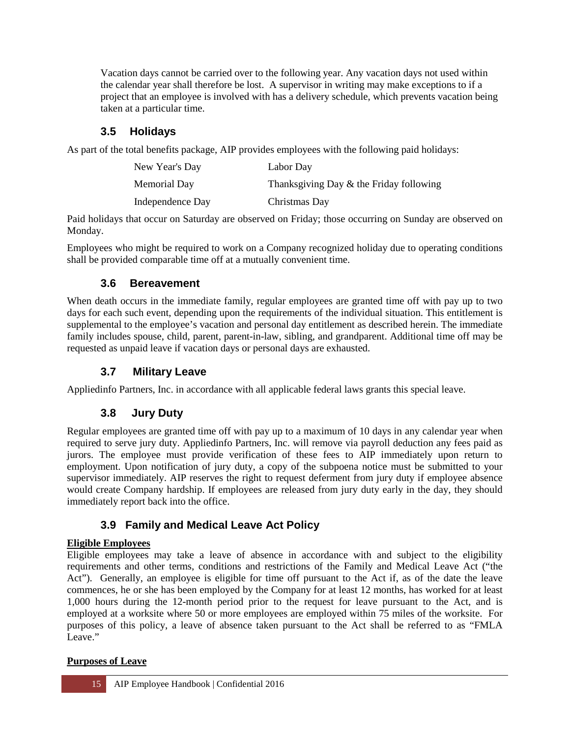Vacation days cannot be carried over to the following year. Any vacation days not used within the calendar year shall therefore be lost. A supervisor in writing may make exceptions to if a project that an employee is involved with has a delivery schedule, which prevents vacation being taken at a particular time.

## 3.5 Holidays

As part of the total benefits package, AIP provides employees with the following paid holidays:

| | |
|---|---|
| New Year's Day | Labor Day |
| Memorial Day | Thanksgiving Day & the Friday following |
| Independence Day | Christmas Day |

Paid holidays that occur on Saturday are observed on Friday; those occurring on Sunday are observed on Monday.

Employees who might be required to work on a Company recognized holiday due to operating conditions shall be provided comparable time off at a mutually convenient time.

## 3.6 Bereavement

When death occurs in the immediate family, regular employees are granted time off with pay up to two days for each such event, depending upon the requirements of the individual situation. This entitlement is supplemental to the employee's vacation and personal day entitlement as described herein. The immediate family includes spouse, child, parent, parent-in-law, sibling, and grandparent. Additional time off may be requested as unpaid leave if vacation days or personal days are exhausted.

## 3.7 Military Leave

Appliedinfo Partners, Inc. in accordance with all applicable federal laws grants this special leave.

## 3.8 Jury Duty

Regular employees are granted time off with pay up to a maximum of 10 days in any calendar year when required to serve jury duty. Appliedinfo Partners, Inc. will remove via payroll deduction any fees paid as jurors. The employee must provide verification of these fees to AIP immediately upon return to employment. Upon notification of jury duty, a copy of the subpoena notice must be submitted to your supervisor immediately. AIP reserves the right to request deferment from jury duty if employee absence would create Company hardship. If employees are released from jury duty early in the day, they should immediately report back into the office.

## 3.9 Family and Medical Leave Act Policy

**Eligible Employees**

Eligible employees may take a leave of absence in accordance with and subject to the eligibility requirements and other terms, conditions and restrictions of the Family and Medical Leave Act ("the Act"). Generally, an employee is eligible for time off pursuant to the Act if, as of the date the leave commences, he or she has been employed by the Company for at least 12 months, has worked for at least 1,000 hours during the 12-month period prior to the request for leave pursuant to the Act, and is employed at a worksite where 50 or more employees are employed within 75 miles of the worksite. For purposes of this policy, a leave of absence taken pursuant to the Act shall be referred to as "FMLA Leave."

**Purposes of Leave**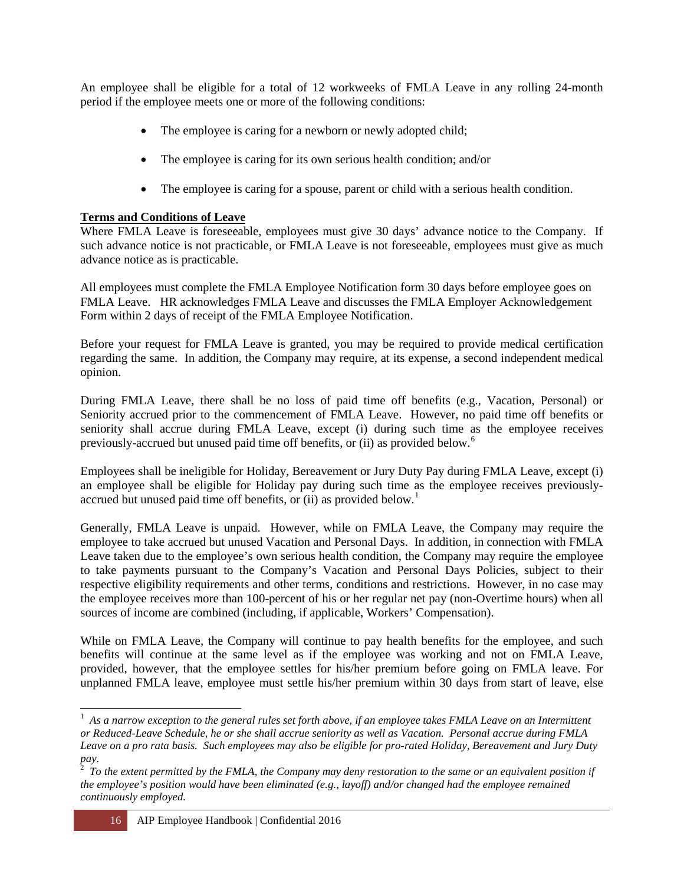An employee shall be eligible for a total of 12 workweeks of FMLA Leave in any rolling 24-month period if the employee meets one or more of the following conditions:

- The employee is caring for a newborn or newly adopted child;
- The employee is caring for its own serious health condition; and/or
- The employee is caring for a spouse, parent or child with a serious health condition.

**Terms and Conditions of Leave**

Where FMLA Leave is foreseeable, employees must give 30 days' advance notice to the Company. If such advance notice is not practicable, or FMLA Leave is not foreseeable, employees must give as much advance notice as is practicable.

All employees must complete the FMLA Employee Notification form 30 days before employee goes on FMLA Leave. HR acknowledges FMLA Leave and discusses the FMLA Employer Acknowledgement Form within 2 days of receipt of the FMLA Employee Notification.

Before your request for FMLA Leave is granted, you may be required to provide medical certification regarding the same. In addition, the Company may require, at its expense, a second independent medical opinion.

During FMLA Leave, there shall be no loss of paid time off benefits (e.g., Vacation, Personal) or Seniority accrued prior to the commencement of FMLA Leave. However, no paid time off benefits or seniority shall accrue during FMLA Leave, except (i) during such time as the employee receives previously-accrued but unused paid time off benefits, or (ii) as provided below.[6]

Employees shall be ineligible for Holiday, Bereavement or Jury Duty Pay during FMLA Leave, except (i) an employee shall be eligible for Holiday pay during such time as the employee receives previously-accrued but unused paid time off benefits, or (ii) as provided below.[1]

Generally, FMLA Leave is unpaid. However, while on FMLA Leave, the Company may require the employee to take accrued but unused Vacation and Personal Days. In addition, in connection with FMLA Leave taken due to the employee's own serious health condition, the Company may require the employee to take payments pursuant to the Company's Vacation and Personal Days Policies, subject to their respective eligibility requirements and other terms, conditions and restrictions. However, in no case may the employee receives more than 100-percent of his or her regular net pay (non-Overtime hours) when all sources of income are combined (including, if applicable, Workers' Compensation).

While on FMLA Leave, the Company will continue to pay health benefits for the employee, and such benefits will continue at the same level as if the employee was working and not on FMLA Leave, provided, however, that the employee settles for his/her premium before going on FMLA leave. For unplanned FMLA leave, employee must settle his/her premium within 30 days from start of leave, else

---

[1] *As a narrow exception to the general rules set forth above, if an employee takes FMLA Leave on an Intermittent or Reduced-Leave Schedule, he or she shall accrue seniority as well as Vacation. Personal accrue during FMLA Leave on a pro rata basis. Such employees may also be eligible for pro-rated Holiday, Bereavement and Jury Duty pay.*

[2] *To the extent permitted by the FMLA, the Company may deny restoration to the same or an equivalent position if the employee's position would have been eliminated (e.g., layoff) and/or changed had the employee remained continuously employed.*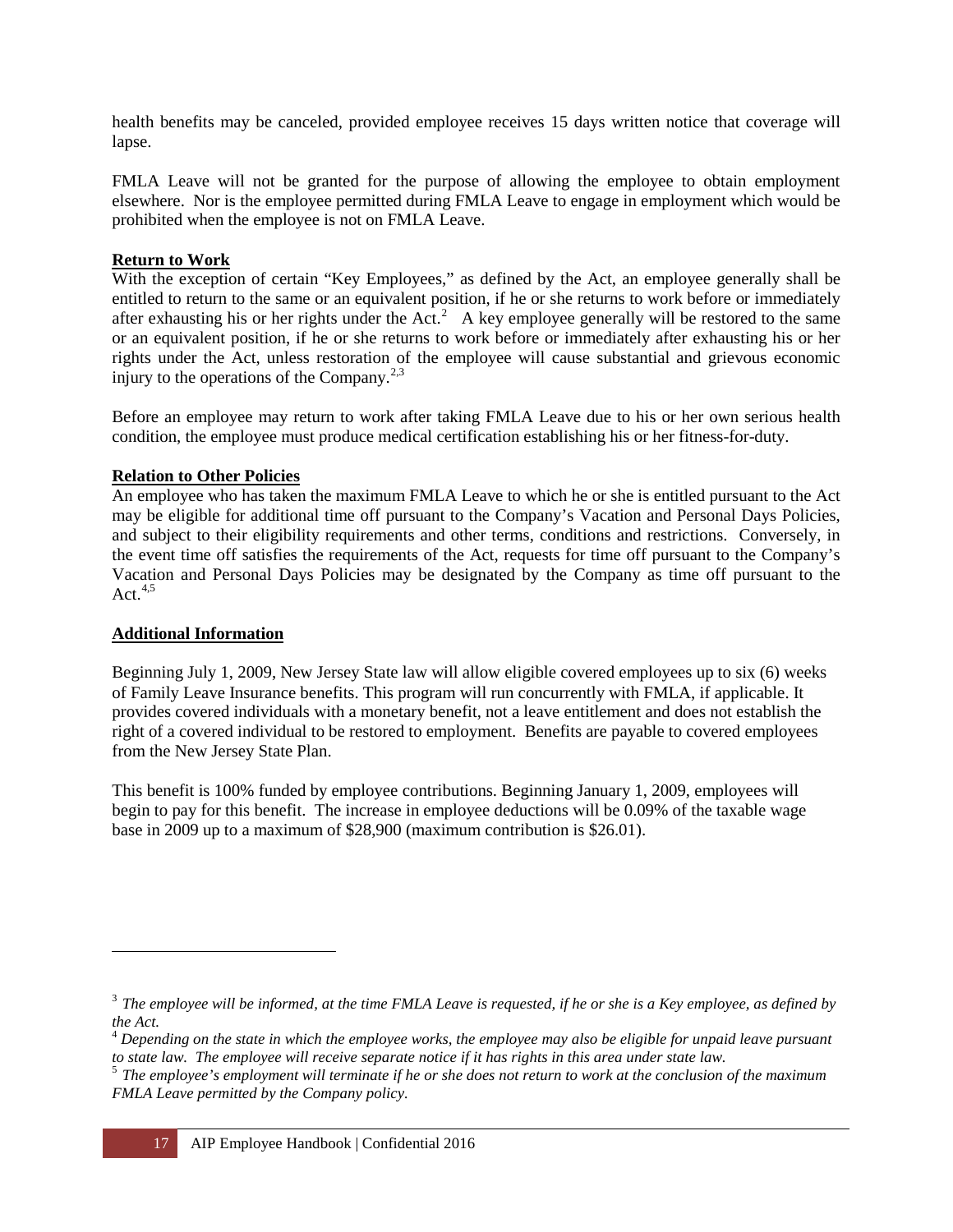health benefits may be canceled, provided employee receives 15 days written notice that coverage will lapse.

FMLA Leave will not be granted for the purpose of allowing the employee to obtain employment elsewhere. Nor is the employee permitted during FMLA Leave to engage in employment which would be prohibited when the employee is not on FMLA Leave.

**Return to Work**

With the exception of certain "Key Employees," as defined by the Act, an employee generally shall be entitled to return to the same or an equivalent position, if he or she returns to work before or immediately after exhausting his or her rights under the Act.[2] A key employee generally will be restored to the same or an equivalent position, if he or she returns to work before or immediately after exhausting his or her rights under the Act, unless restoration of the employee will cause substantial and grievous economic injury to the operations of the Company.[2,3]

Before an employee may return to work after taking FMLA Leave due to his or her own serious health condition, the employee must produce medical certification establishing his or her fitness-for-duty.

**Relation to Other Policies**

An employee who has taken the maximum FMLA Leave to which he or she is entitled pursuant to the Act may be eligible for additional time off pursuant to the Company's Vacation and Personal Days Policies, and subject to their eligibility requirements and other terms, conditions and restrictions. Conversely, in the event time off satisfies the requirements of the Act, requests for time off pursuant to the Company's Vacation and Personal Days Policies may be designated by the Company as time off pursuant to the Act.[4,5]

**Additional Information**

Beginning July 1, 2009, New Jersey State law will allow eligible covered employees up to six (6) weeks of Family Leave Insurance benefits. This program will run concurrently with FMLA, if applicable. It provides covered individuals with a monetary benefit, not a leave entitlement and does not establish the right of a covered individual to be restored to employment. Benefits are payable to covered employees from the New Jersey State Plan.

This benefit is 100% funded by employee contributions. Beginning January 1, 2009, employees will begin to pay for this benefit. The increase in employee deductions will be 0.09% of the taxable wage base in 2009 up to a maximum of $28,900 (maximum contribution is $26.01).

---

[3] *The employee will be informed, at the time FMLA Leave is requested, if he or she is a Key employee, as defined by the Act.*

[4] *Depending on the state in which the employee works, the employee may also be eligible for unpaid leave pursuant to state law. The employee will receive separate notice if it has rights in this area under state law.*

[5] *The employee's employment will terminate if he or she does not return to work at the conclusion of the maximum FMLA Leave permitted by the Company policy.*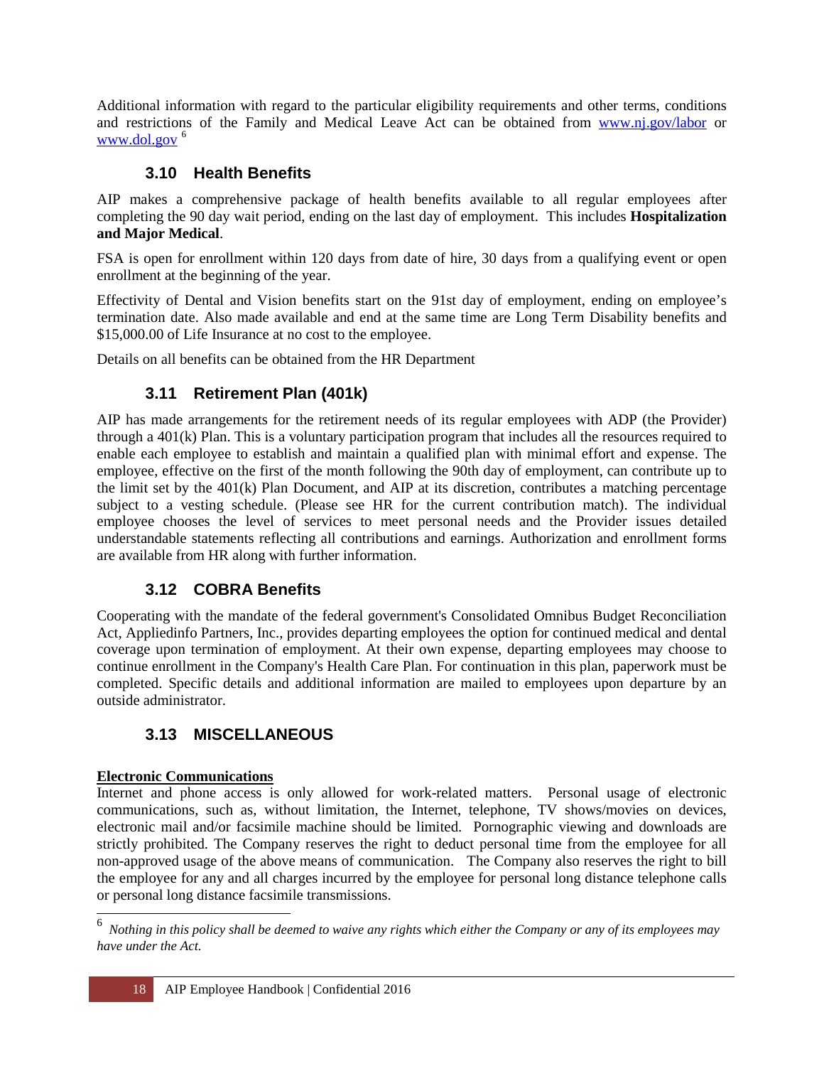Additional information with regard to the particular eligibility requirements and other terms, conditions and restrictions of the Family and Medical Leave Act can be obtained from www.nj.gov/labor or www.dol.gov [6]

## 3.10 Health Benefits

AIP makes a comprehensive package of health benefits available to all regular employees after completing the 90 day wait period, ending on the last day of employment. This includes **Hospitalization and Major Medical**.

FSA is open for enrollment within 120 days from date of hire, 30 days from a qualifying event or open enrollment at the beginning of the year.

Effectivity of Dental and Vision benefits start on the 91st day of employment, ending on employee's termination date. Also made available and end at the same time are Long Term Disability benefits and $15,000.00 of Life Insurance at no cost to the employee.

Details on all benefits can be obtained from the HR Department

## 3.11 Retirement Plan (401k)

AIP has made arrangements for the retirement needs of its regular employees with ADP (the Provider) through a 401(k) Plan. This is a voluntary participation program that includes all the resources required to enable each employee to establish and maintain a qualified plan with minimal effort and expense. The employee, effective on the first of the month following the 90th day of employment, can contribute up to the limit set by the 401(k) Plan Document, and AIP at its discretion, contributes a matching percentage subject to a vesting schedule. (Please see HR for the current contribution match). The individual employee chooses the level of services to meet personal needs and the Provider issues detailed understandable statements reflecting all contributions and earnings. Authorization and enrollment forms are available from HR along with further information.

## 3.12 COBRA Benefits

Cooperating with the mandate of the federal government's Consolidated Omnibus Budget Reconciliation Act, Appliedinfo Partners, Inc., provides departing employees the option for continued medical and dental coverage upon termination of employment. At their own expense, departing employees may choose to continue enrollment in the Company's Health Care Plan. For continuation in this plan, paperwork must be completed. Specific details and additional information are mailed to employees upon departure by an outside administrator.

## 3.13 MISCELLANEOUS

**Electronic Communications**

Internet and phone access is only allowed for work-related matters. Personal usage of electronic communications, such as, without limitation, the Internet, telephone, TV shows/movies on devices, electronic mail and/or facsimile machine should be limited. Pornographic viewing and downloads are strictly prohibited. The Company reserves the right to deduct personal time from the employee for all non-approved usage of the above means of communication. The Company also reserves the right to bill the employee for any and all charges incurred by the employee for personal long distance telephone calls or personal long distance facsimile transmissions.

---

[6] *Nothing in this policy shall be deemed to waive any rights which either the Company or any of its employees may have under the Act.*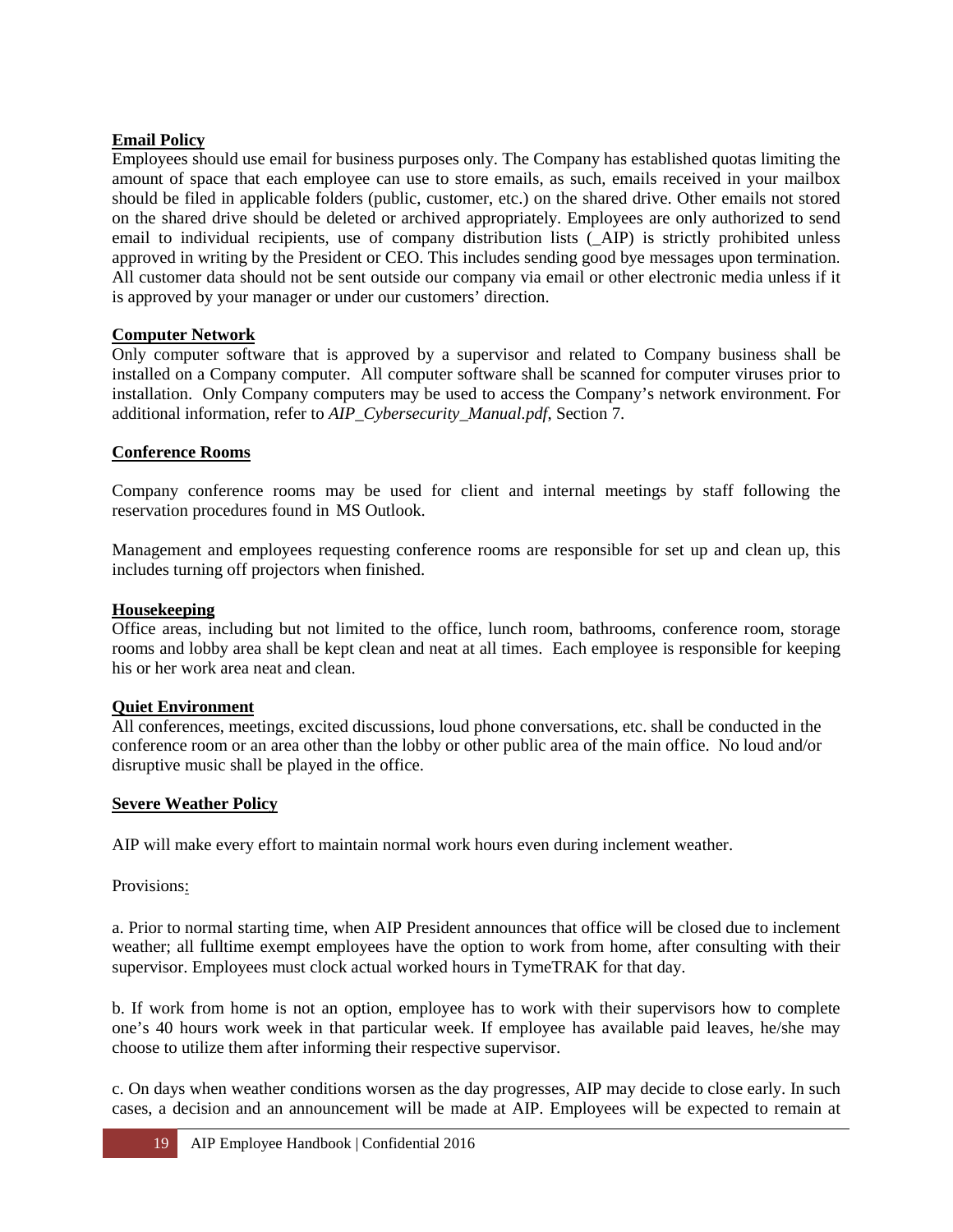**Email Policy**

Employees should use email for business purposes only. The Company has established quotas limiting the amount of space that each employee can use to store emails, as such, emails received in your mailbox should be filed in applicable folders (public, customer, etc.) on the shared drive. Other emails not stored on the shared drive should be deleted or archived appropriately. Employees are only authorized to send email to individual recipients, use of company distribution lists (_AIP) is strictly prohibited unless approved in writing by the President or CEO. This includes sending good bye messages upon termination. All customer data should not be sent outside our company via email or other electronic media unless if it is approved by your manager or under our customers' direction.

**Computer Network**

Only computer software that is approved by a supervisor and related to Company business shall be installed on a Company computer. All computer software shall be scanned for computer viruses prior to installation. Only Company computers may be used to access the Company's network environment. For additional information, refer to *AIP_Cybersecurity_Manual.pdf*, Section 7.

**Conference Rooms**

Company conference rooms may be used for client and internal meetings by staff following the reservation procedures found in MS Outlook.

Management and employees requesting conference rooms are responsible for set up and clean up, this includes turning off projectors when finished.

**Housekeeping**

Office areas, including but not limited to the office, lunch room, bathrooms, conference room, storage rooms and lobby area shall be kept clean and neat at all times. Each employee is responsible for keeping his or her work area neat and clean.

**Quiet Environment**

All conferences, meetings, excited discussions, loud phone conversations, etc. shall be conducted in the conference room or an area other than the lobby or other public area of the main office. No loud and/or disruptive music shall be played in the office.

**Severe Weather Policy**

AIP will make every effort to maintain normal work hours even during inclement weather.

Provisions:

a. Prior to normal starting time, when AIP President announces that office will be closed due to inclement weather; all fulltime exempt employees have the option to work from home, after consulting with their supervisor. Employees must clock actual worked hours in TymeTRAK for that day.

b. If work from home is not an option, employee has to work with their supervisors how to complete one's 40 hours work week in that particular week. If employee has available paid leaves, he/she may choose to utilize them after informing their respective supervisor.

c. On days when weather conditions worsen as the day progresses, AIP may decide to close early. In such cases, a decision and an announcement will be made at AIP. Employees will be expected to remain at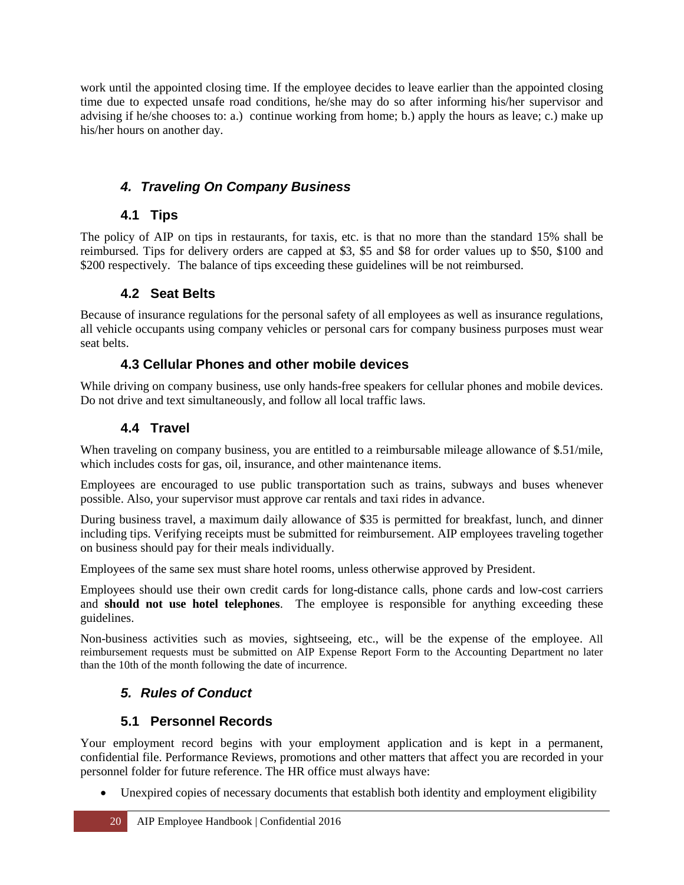work until the appointed closing time. If the employee decides to leave earlier than the appointed closing time due to expected unsafe road conditions, he/she may do so after informing his/her supervisor and advising if he/she chooses to: a.) continue working from home; b.) apply the hours as leave; c.) make up his/her hours on another day.

## *4. Traveling On Company Business*

### 4.1 Tips

The policy of AIP on tips in restaurants, for taxis, etc. is that no more than the standard 15% shall be reimbursed. Tips for delivery orders are capped at $3, $5 and $8 for order values up to $50, $100 and $200 respectively. The balance of tips exceeding these guidelines will be not reimbursed.

### 4.2 Seat Belts

Because of insurance regulations for the personal safety of all employees as well as insurance regulations, all vehicle occupants using company vehicles or personal cars for company business purposes must wear seat belts.

### 4.3 Cellular Phones and other mobile devices

While driving on company business, use only hands-free speakers for cellular phones and mobile devices. Do not drive and text simultaneously, and follow all local traffic laws.

### 4.4 Travel

When traveling on company business, you are entitled to a reimbursable mileage allowance of $.51/mile, which includes costs for gas, oil, insurance, and other maintenance items.

Employees are encouraged to use public transportation such as trains, subways and buses whenever possible. Also, your supervisor must approve car rentals and taxi rides in advance.

During business travel, a maximum daily allowance of $35 is permitted for breakfast, lunch, and dinner including tips. Verifying receipts must be submitted for reimbursement. AIP employees traveling together on business should pay for their meals individually.

Employees of the same sex must share hotel rooms, unless otherwise approved by President.

Employees should use their own credit cards for long-distance calls, phone cards and low-cost carriers and **should not use hotel telephones**. The employee is responsible for anything exceeding these guidelines.

Non-business activities such as movies, sightseeing, etc., will be the expense of the employee. All reimbursement requests must be submitted on AIP Expense Report Form to the Accounting Department no later than the 10th of the month following the date of incurrence.

## *5. Rules of Conduct*

### 5.1 Personnel Records

Your employment record begins with your employment application and is kept in a permanent, confidential file. Performance Reviews, promotions and other matters that affect you are recorded in your personnel folder for future reference. The HR office must always have:

- Unexpired copies of necessary documents that establish both identity and employment eligibility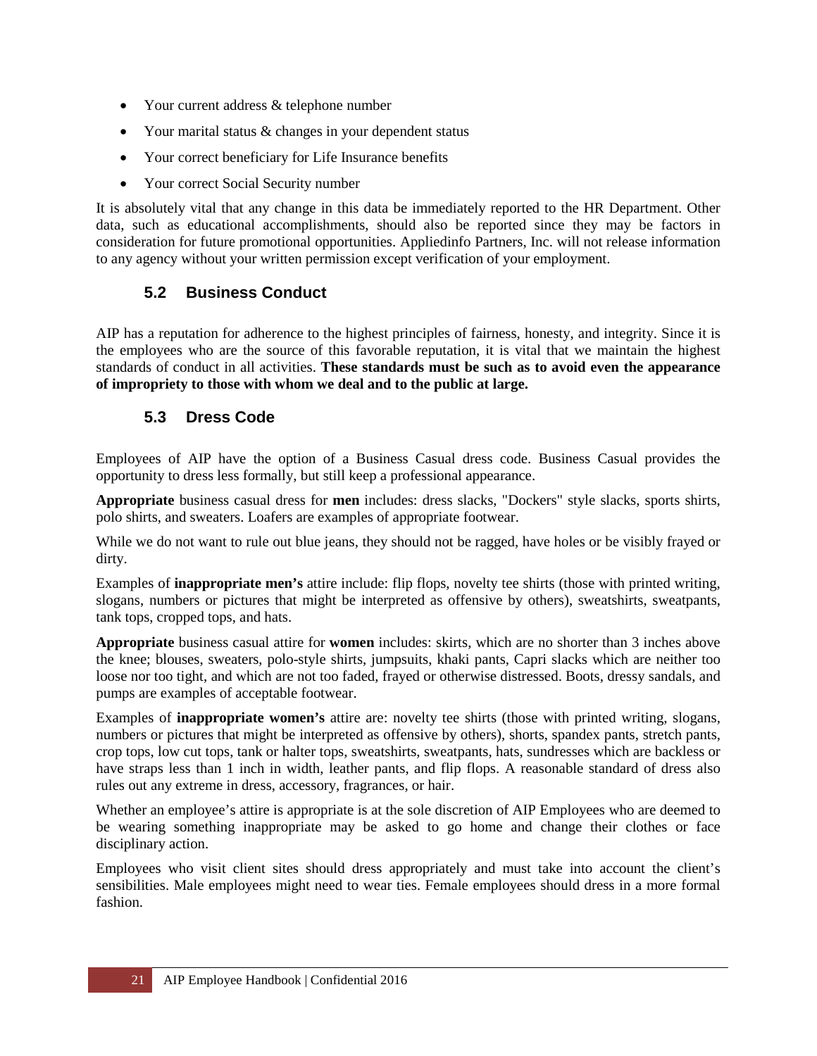- Your current address & telephone number
- Your marital status & changes in your dependent status
- Your correct beneficiary for Life Insurance benefits
- Your correct Social Security number

It is absolutely vital that any change in this data be immediately reported to the HR Department. Other data, such as educational accomplishments, should also be reported since they may be factors in consideration for future promotional opportunities. Appliedinfo Partners, Inc. will not release information to any agency without your written permission except verification of your employment.

## 5.2 Business Conduct

AIP has a reputation for adherence to the highest principles of fairness, honesty, and integrity. Since it is the employees who are the source of this favorable reputation, it is vital that we maintain the highest standards of conduct in all activities. **These standards must be such as to avoid even the appearance of impropriety to those with whom we deal and to the public at large.**

## 5.3 Dress Code

Employees of AIP have the option of a Business Casual dress code. Business Casual provides the opportunity to dress less formally, but still keep a professional appearance.

**Appropriate** business casual dress for **men** includes: dress slacks, "Dockers" style slacks, sports shirts, polo shirts, and sweaters. Loafers are examples of appropriate footwear.

While we do not want to rule out blue jeans, they should not be ragged, have holes or be visibly frayed or dirty.

Examples of **inappropriate men's** attire include: flip flops, novelty tee shirts (those with printed writing, slogans, numbers or pictures that might be interpreted as offensive by others), sweatshirts, sweatpants, tank tops, cropped tops, and hats.

**Appropriate** business casual attire for **women** includes: skirts, which are no shorter than 3 inches above the knee; blouses, sweaters, polo-style shirts, jumpsuits, khaki pants, Capri slacks which are neither too loose nor too tight, and which are not too faded, frayed or otherwise distressed. Boots, dressy sandals, and pumps are examples of acceptable footwear.

Examples of **inappropriate women's** attire are: novelty tee shirts (those with printed writing, slogans, numbers or pictures that might be interpreted as offensive by others), shorts, spandex pants, stretch pants, crop tops, low cut tops, tank or halter tops, sweatshirts, sweatpants, hats, sundresses which are backless or have straps less than 1 inch in width, leather pants, and flip flops. A reasonable standard of dress also rules out any extreme in dress, accessory, fragrances, or hair.

Whether an employee's attire is appropriate is at the sole discretion of AIP Employees who are deemed to be wearing something inappropriate may be asked to go home and change their clothes or face disciplinary action.

Employees who visit client sites should dress appropriately and must take into account the client's sensibilities. Male employees might need to wear ties. Female employees should dress in a more formal fashion.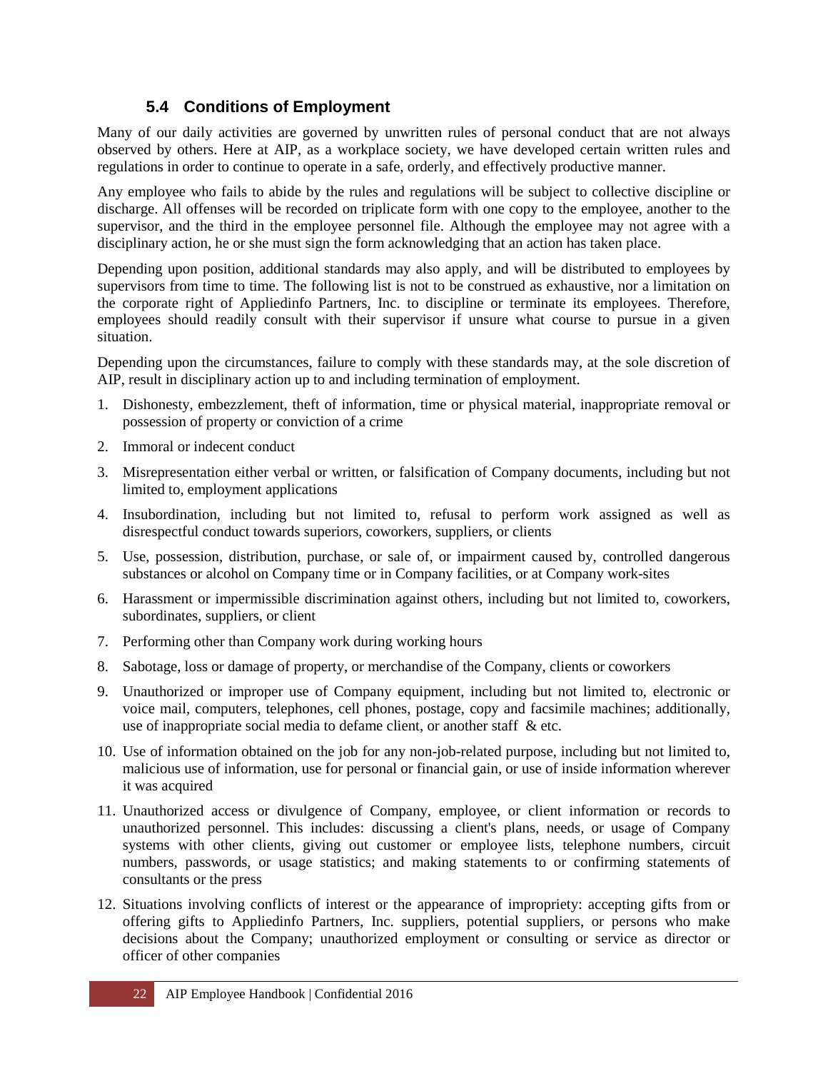## 5.4 Conditions of Employment

Many of our daily activities are governed by unwritten rules of personal conduct that are not always observed by others. Here at AIP, as a workplace society, we have developed certain written rules and regulations in order to continue to operate in a safe, orderly, and effectively productive manner.

Any employee who fails to abide by the rules and regulations will be subject to collective discipline or discharge. All offenses will be recorded on triplicate form with one copy to the employee, another to the supervisor, and the third in the employee personnel file. Although the employee may not agree with a disciplinary action, he or she must sign the form acknowledging that an action has taken place.

Depending upon position, additional standards may also apply, and will be distributed to employees by supervisors from time to time. The following list is not to be construed as exhaustive, nor a limitation on the corporate right of Appliedinfo Partners, Inc. to discipline or terminate its employees. Therefore, employees should readily consult with their supervisor if unsure what course to pursue in a given situation.

Depending upon the circumstances, failure to comply with these standards may, at the sole discretion of AIP, result in disciplinary action up to and including termination of employment.

1. Dishonesty, embezzlement, theft of information, time or physical material, inappropriate removal or possession of property or conviction of a crime
2. Immoral or indecent conduct
3. Misrepresentation either verbal or written, or falsification of Company documents, including but not limited to, employment applications
4. Insubordination, including but not limited to, refusal to perform work assigned as well as disrespectful conduct towards superiors, coworkers, suppliers, or clients
5. Use, possession, distribution, purchase, or sale of, or impairment caused by, controlled dangerous substances or alcohol on Company time or in Company facilities, or at Company work-sites
6. Harassment or impermissible discrimination against others, including but not limited to, coworkers, subordinates, suppliers, or client
7. Performing other than Company work during working hours
8. Sabotage, loss or damage of property, or merchandise of the Company, clients or coworkers
9. Unauthorized or improper use of Company equipment, including but not limited to, electronic or voice mail, computers, telephones, cell phones, postage, copy and facsimile machines; additionally, use of inappropriate social media to defame client, or another staff & etc.
10. Use of information obtained on the job for any non-job-related purpose, including but not limited to, malicious use of information, use for personal or financial gain, or use of inside information wherever it was acquired
11. Unauthorized access or divulgence of Company, employee, or client information or records to unauthorized personnel. This includes: discussing a client's plans, needs, or usage of Company systems with other clients, giving out customer or employee lists, telephone numbers, circuit numbers, passwords, or usage statistics; and making statements to or confirming statements of consultants or the press
12. Situations involving conflicts of interest or the appearance of impropriety: accepting gifts from or offering gifts to Appliedinfo Partners, Inc. suppliers, potential suppliers, or persons who make decisions about the Company; unauthorized employment or consulting or service as director or officer of other companies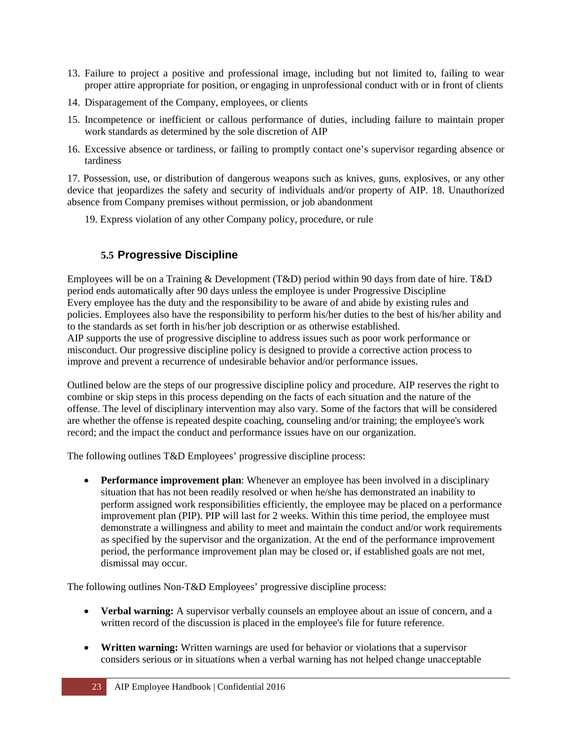13. Failure to project a positive and professional image, including but not limited to, failing to wear proper attire appropriate for position, or engaging in unprofessional conduct with or in front of clients
14. Disparagement of the Company, employees, or clients
15. Incompetence or inefficient or callous performance of duties, including failure to maintain proper work standards as determined by the sole discretion of AIP
16. Excessive absence or tardiness, or failing to promptly contact one's supervisor regarding absence or tardiness

17. Possession, use, or distribution of dangerous weapons such as knives, guns, explosives, or any other device that jeopardizes the safety and security of individuals and/or property of AIP. 18. Unauthorized absence from Company premises without permission, or job abandonment

19. Express violation of any other Company policy, procedure, or rule

## 5.5 Progressive Discipline

Employees will be on a Training & Development (T&D) period within 90 days from date of hire. T&D period ends automatically after 90 days unless the employee is under Progressive Discipline
Every employee has the duty and the responsibility to be aware of and abide by existing rules and policies. Employees also have the responsibility to perform his/her duties to the best of his/her ability and to the standards as set forth in his/her job description or as otherwise established.
AIP supports the use of progressive discipline to address issues such as poor work performance or misconduct. Our progressive discipline policy is designed to provide a corrective action process to improve and prevent a recurrence of undesirable behavior and/or performance issues.

Outlined below are the steps of our progressive discipline policy and procedure. AIP reserves the right to combine or skip steps in this process depending on the facts of each situation and the nature of the offense. The level of disciplinary intervention may also vary. Some of the factors that will be considered are whether the offense is repeated despite coaching, counseling and/or training; the employee's work record; and the impact the conduct and performance issues have on our organization.

The following outlines T&D Employees' progressive discipline process:

- **Performance improvement plan**: Whenever an employee has been involved in a disciplinary situation that has not been readily resolved or when he/she has demonstrated an inability to perform assigned work responsibilities efficiently, the employee may be placed on a performance improvement plan (PIP). PIP will last for 2 weeks. Within this time period, the employee must demonstrate a willingness and ability to meet and maintain the conduct and/or work requirements as specified by the supervisor and the organization. At the end of the performance improvement period, the performance improvement plan may be closed or, if established goals are not met, dismissal may occur.

The following outlines Non-T&D Employees' progressive discipline process:

- **Verbal warning:** A supervisor verbally counsels an employee about an issue of concern, and a written record of the discussion is placed in the employee's file for future reference.

- **Written warning:** Written warnings are used for behavior or violations that a supervisor considers serious or in situations when a verbal warning has not helped change unacceptable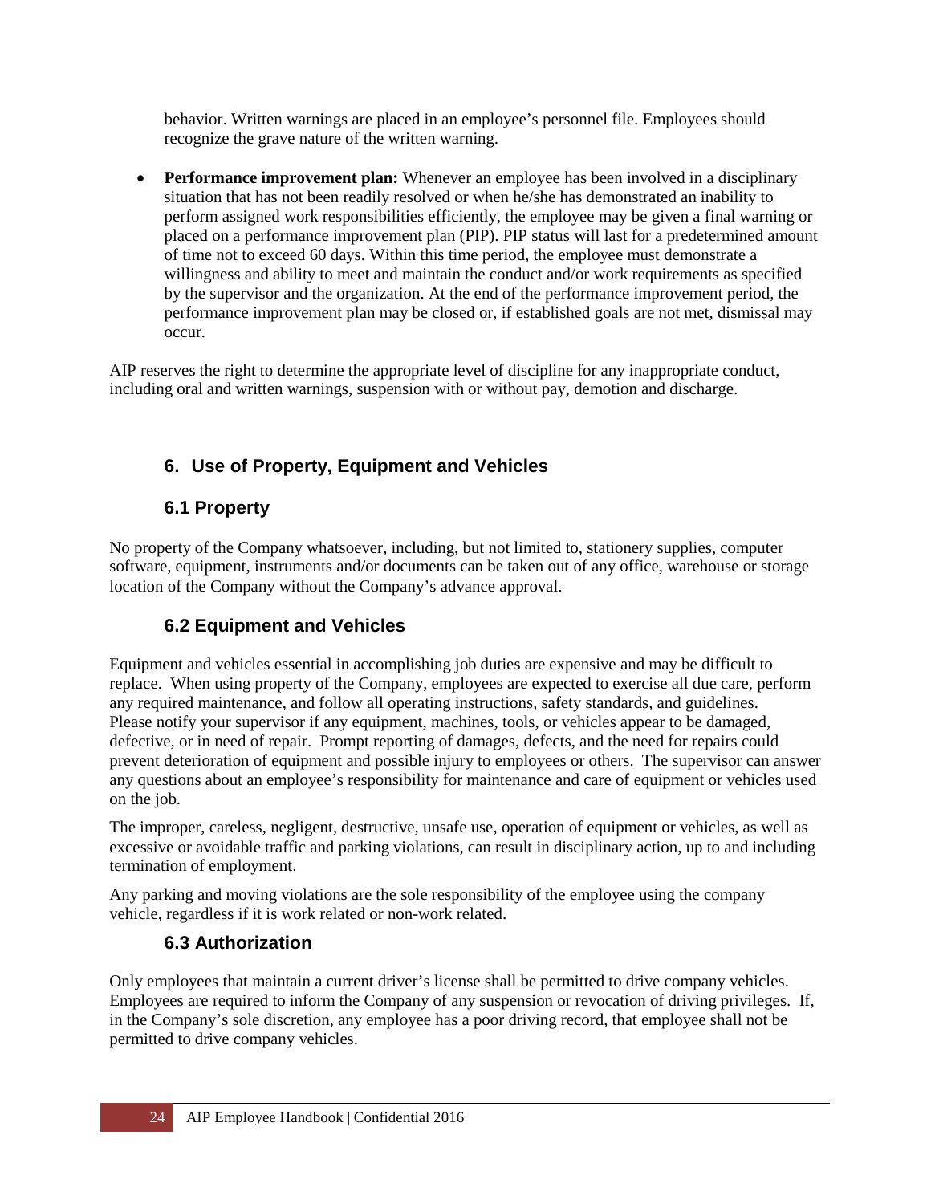behavior. Written warnings are placed in an employee's personnel file. Employees should recognize the grave nature of the written warning.

- **Performance improvement plan:** Whenever an employee has been involved in a disciplinary situation that has not been readily resolved or when he/she has demonstrated an inability to perform assigned work responsibilities efficiently, the employee may be given a final warning or placed on a performance improvement plan (PIP). PIP status will last for a predetermined amount of time not to exceed 60 days. Within this time period, the employee must demonstrate a willingness and ability to meet and maintain the conduct and/or work requirements as specified by the supervisor and the organization. At the end of the performance improvement period, the performance improvement plan may be closed or, if established goals are not met, dismissal may occur.

AIP reserves the right to determine the appropriate level of discipline for any inappropriate conduct, including oral and written warnings, suspension with or without pay, demotion and discharge.

## 6. Use of Property, Equipment and Vehicles

### 6.1 Property

No property of the Company whatsoever, including, but not limited to, stationery supplies, computer software, equipment, instruments and/or documents can be taken out of any office, warehouse or storage location of the Company without the Company's advance approval.

### 6.2 Equipment and Vehicles

Equipment and vehicles essential in accomplishing job duties are expensive and may be difficult to replace. When using property of the Company, employees are expected to exercise all due care, perform any required maintenance, and follow all operating instructions, safety standards, and guidelines. Please notify your supervisor if any equipment, machines, tools, or vehicles appear to be damaged, defective, or in need of repair. Prompt reporting of damages, defects, and the need for repairs could prevent deterioration of equipment and possible injury to employees or others. The supervisor can answer any questions about an employee's responsibility for maintenance and care of equipment or vehicles used on the job.

The improper, careless, negligent, destructive, unsafe use, operation of equipment or vehicles, as well as excessive or avoidable traffic and parking violations, can result in disciplinary action, up to and including termination of employment.

Any parking and moving violations are the sole responsibility of the employee using the company vehicle, regardless if it is work related or non-work related.

### 6.3 Authorization

Only employees that maintain a current driver's license shall be permitted to drive company vehicles. Employees are required to inform the Company of any suspension or revocation of driving privileges. If, in the Company's sole discretion, any employee has a poor driving record, that employee shall not be permitted to drive company vehicles.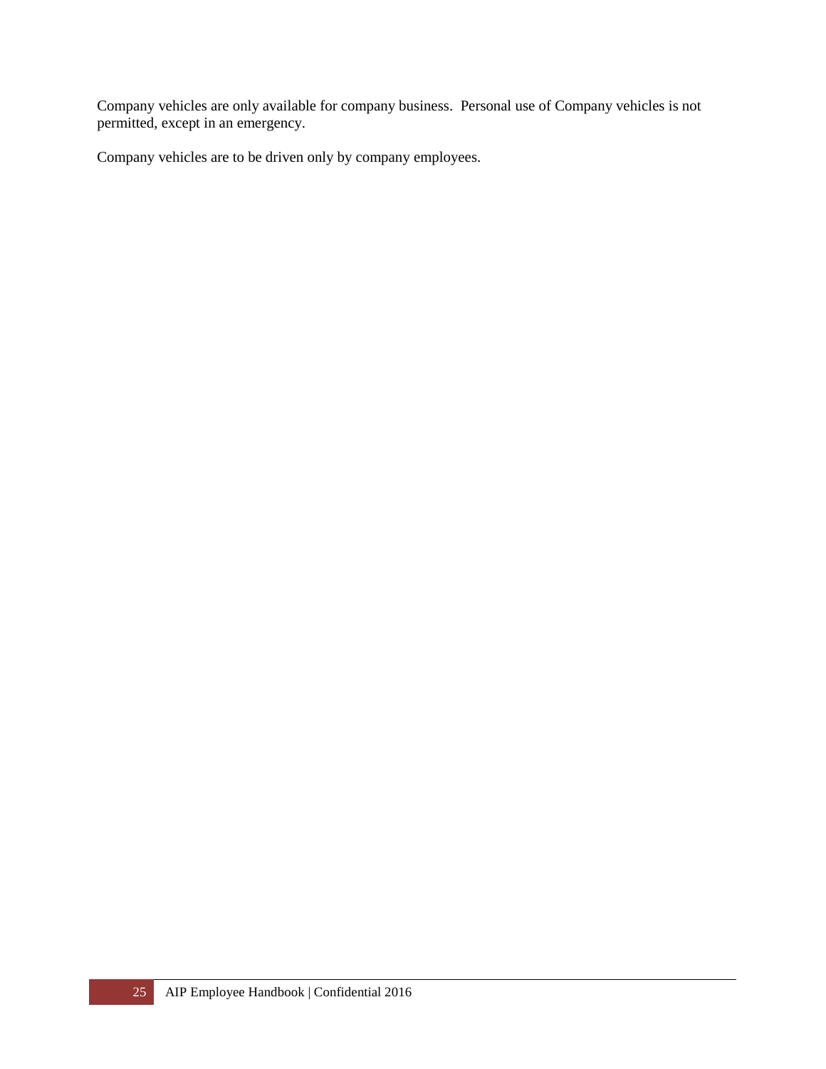Company vehicles are only available for company business.  Personal use of Company vehicles is not permitted, except in an emergency.

Company vehicles are to be driven only by company employees.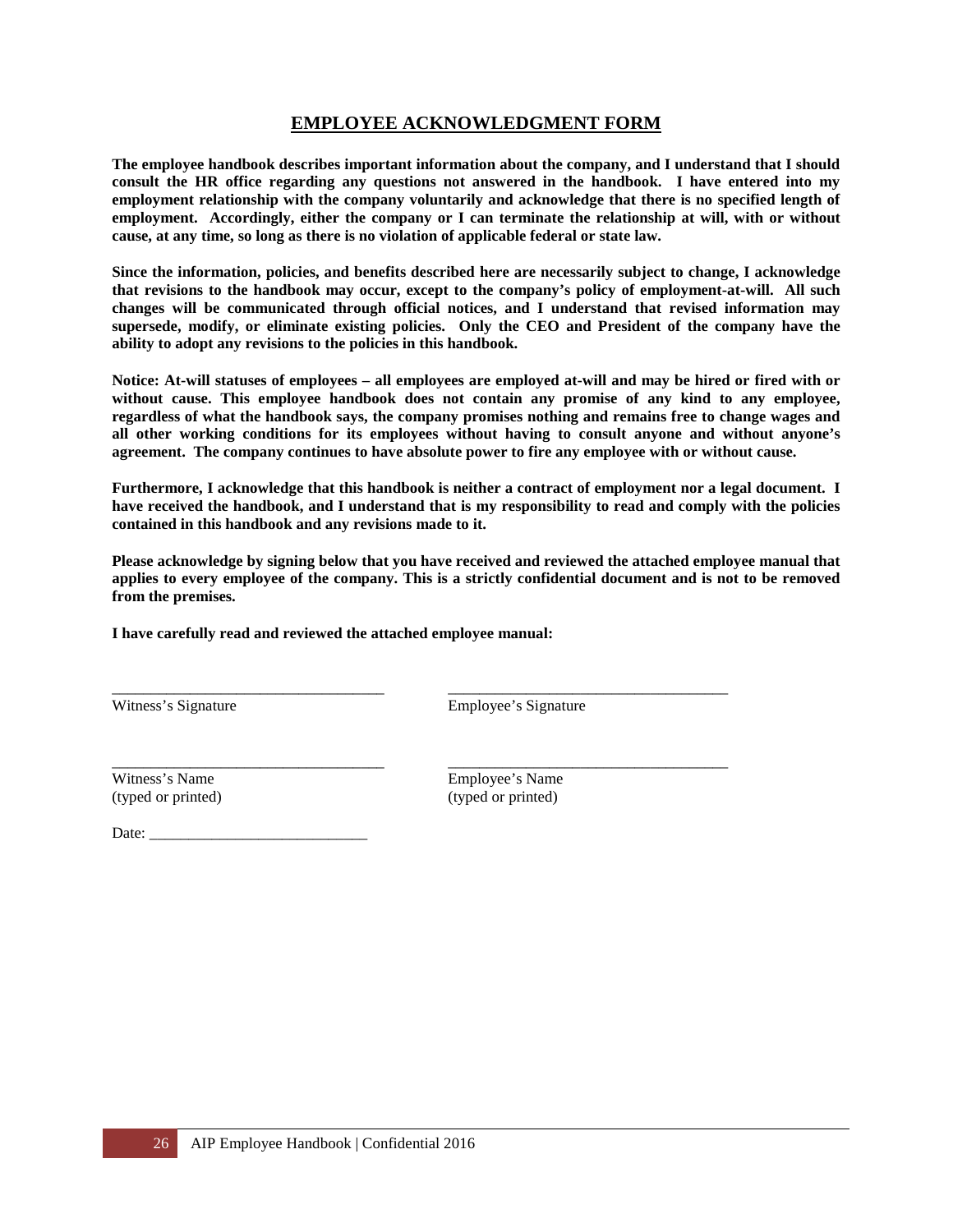# EMPLOYEE ACKNOWLEDGMENT FORM

**The employee handbook describes important information about the company, and I understand that I should consult the HR office regarding any questions not answered in the handbook. I have entered into my employment relationship with the company voluntarily and acknowledge that there is no specified length of employment. Accordingly, either the company or I can terminate the relationship at will, with or without cause, at any time, so long as there is no violation of applicable federal or state law.**

**Since the information, policies, and benefits described here are necessarily subject to change, I acknowledge that revisions to the handbook may occur, except to the company's policy of employment-at-will. All such changes will be communicated through official notices, and I understand that revised information may supersede, modify, or eliminate existing policies. Only the CEO and President of the company have the ability to adopt any revisions to the policies in this handbook.**

**Notice: At-will statuses of employees – all employees are employed at-will and may be hired or fired with or without cause. This employee handbook does not contain any promise of any kind to any employee, regardless of what the handbook says, the company promises nothing and remains free to change wages and all other working conditions for its employees without having to consult anyone and without anyone's agreement. The company continues to have absolute power to fire any employee with or without cause.**

**Furthermore, I acknowledge that this handbook is neither a contract of employment nor a legal document. I have received the handbook, and I understand that is my responsibility to read and comply with the policies contained in this handbook and any revisions made to it.**

**Please acknowledge by signing below that you have received and reviewed the attached employee manual that applies to every employee of the company. This is a strictly confidential document and is not to be removed from the premises.**

**I have carefully read and reviewed the attached employee manual:**

___________________________________ ___________________________________

Witness's Signature Employee's Signature

___________________________________ ___________________________________

Witness's Name (typed or printed) Employee's Name (typed or printed)

Date: ____________________________